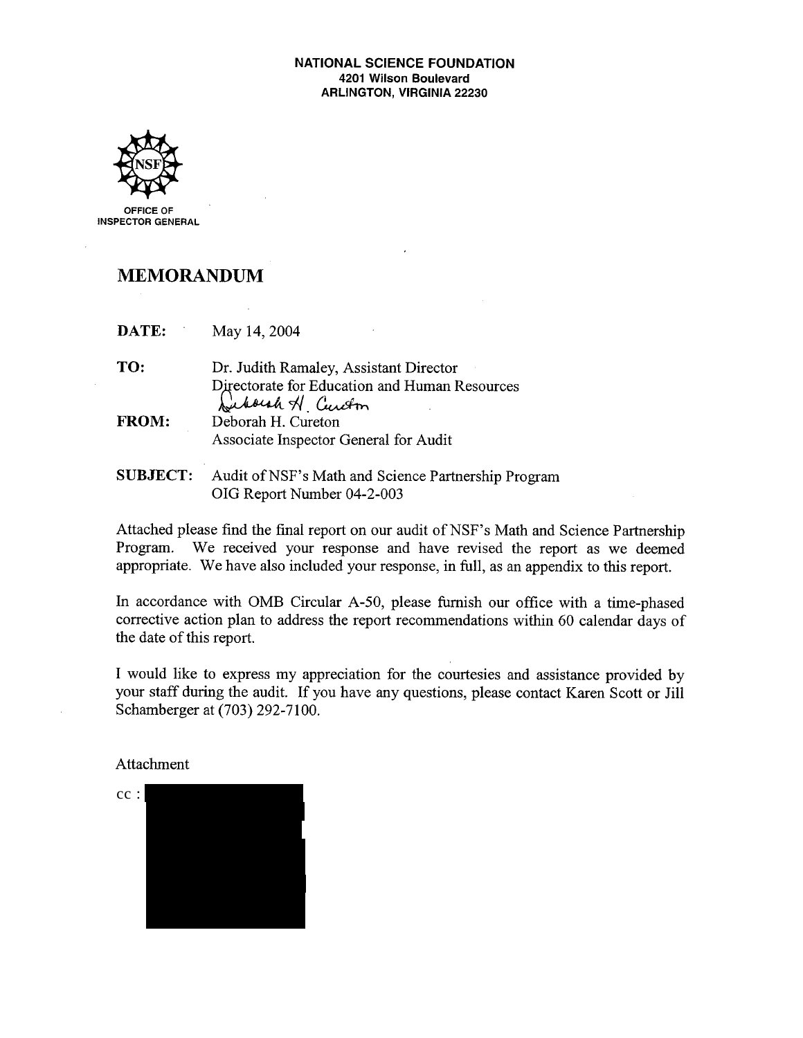**NATIONAL SCIENCE FOUNDATION**
**4201 Wilson Boulevard**
**ARLINGTON, VIRGINIA 22230**

OFFICE OF
INSPECTOR GENERAL

# MEMORANDUM

**DATE:** May 14, 2004

**TO:** Dr. Judith Ramaley, Assistant Director
Directorate for Education and Human Resources

**FROM:** Deborah H. Cureton
Associate Inspector General for Audit

**SUBJECT:** Audit of NSF's Math and Science Partnership Program
OIG Report Number 04-2-003

Attached please find the final report on our audit of NSF's Math and Science Partnership Program. We received your response and have revised the report as we deemed appropriate. We have also included your response, in full, as an appendix to this report.

In accordance with OMB Circular A-50, please furnish our office with a time-phased corrective action plan to address the report recommendations within 60 calendar days of the date of this report.

I would like to express my appreciation for the courtesies and assistance provided by your staff during the audit. If you have any questions, please contact Karen Scott or Jill Schamberger at (703) 292-7100.

Attachment

cc :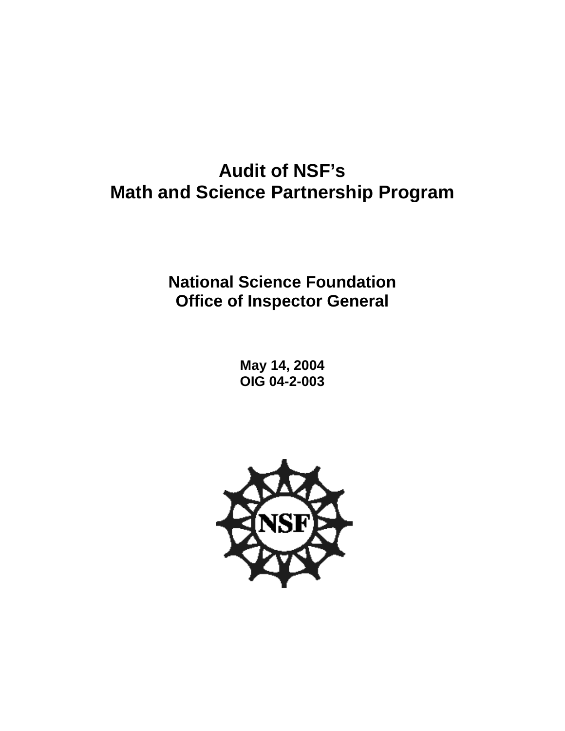# Audit of NSF's Math and Science Partnership Program

## National Science Foundation Office of Inspector General

**May 14, 2004**
**OIG 04-2-003**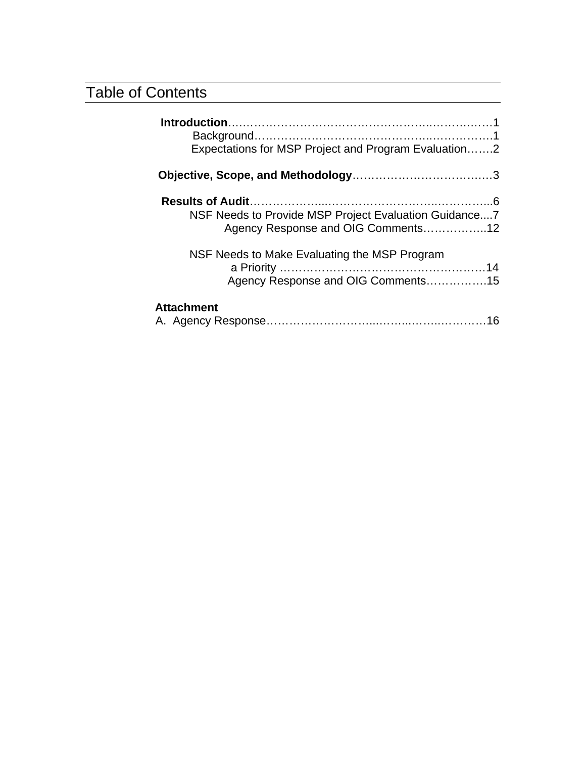# Table of Contents

**Introduction**………………………………………………..……….……1

Background…….………………………….………...……………..1

Expectations for MSP Project and Program Evaluation…….2

**Objective, Scope, and Methodology**……………………………..…3

**Results of Audit**………………....……………………..…………...6

NSF Needs to Provide MSP Project Evaluation Guidance....7

Agency Response and OIG Comments……………..12

NSF Needs to Make Evaluating the MSP Program a Priority ………………………………………………14

Agency Response and OIG Comments…………….15

**Attachment**

A. Agency Response………………………...……...…….…………16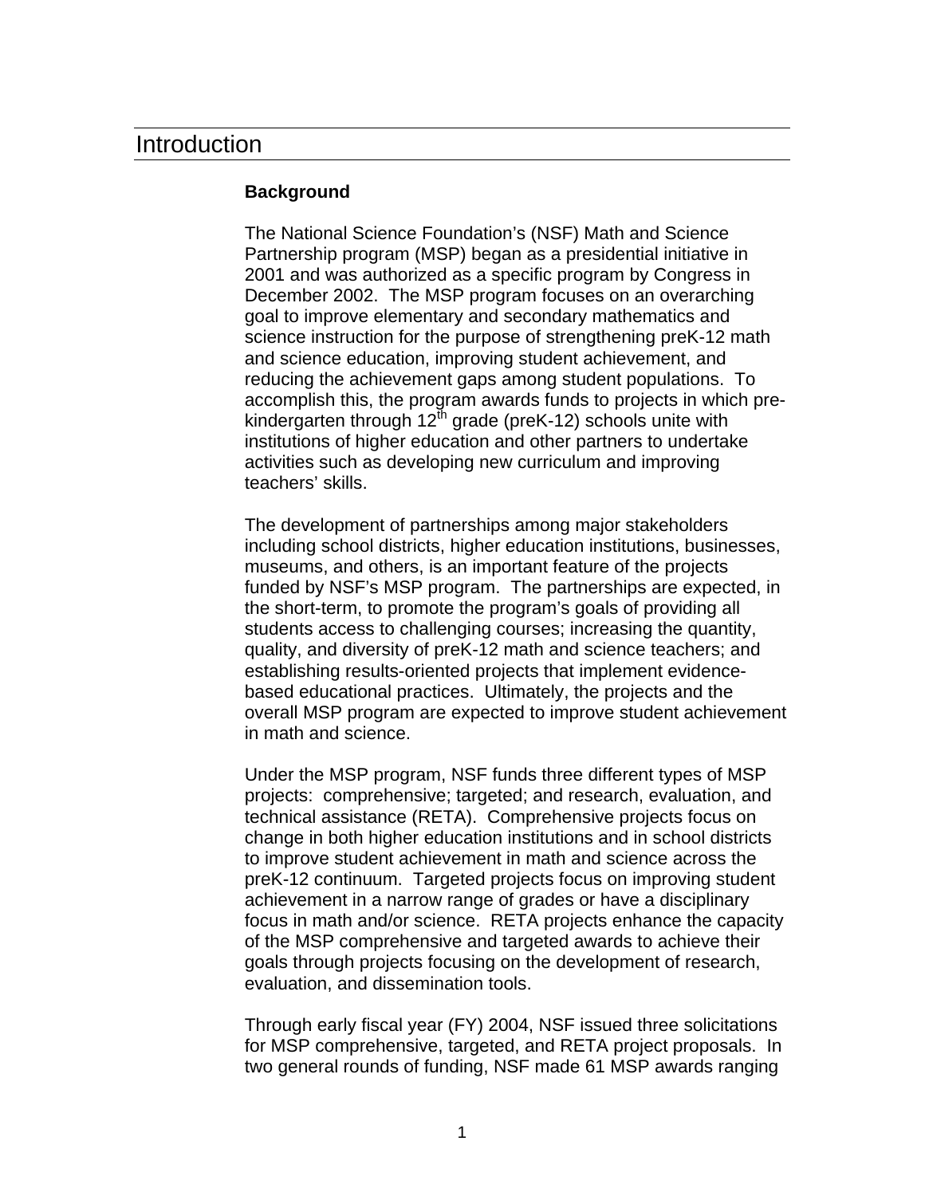# Introduction

## Background

The National Science Foundation's (NSF) Math and Science Partnership program (MSP) began as a presidential initiative in 2001 and was authorized as a specific program by Congress in December 2002. The MSP program focuses on an overarching goal to improve elementary and secondary mathematics and science instruction for the purpose of strengthening preK-12 math and science education, improving student achievement, and reducing the achievement gaps among student populations. To accomplish this, the program awards funds to projects in which pre-kindergarten through 12th grade (preK-12) schools unite with institutions of higher education and other partners to undertake activities such as developing new curriculum and improving teachers' skills.

The development of partnerships among major stakeholders including school districts, higher education institutions, businesses, museums, and others, is an important feature of the projects funded by NSF's MSP program. The partnerships are expected, in the short-term, to promote the program's goals of providing all students access to challenging courses; increasing the quantity, quality, and diversity of preK-12 math and science teachers; and establishing results-oriented projects that implement evidence-based educational practices. Ultimately, the projects and the overall MSP program are expected to improve student achievement in math and science.

Under the MSP program, NSF funds three different types of MSP projects: comprehensive; targeted; and research, evaluation, and technical assistance (RETA). Comprehensive projects focus on change in both higher education institutions and in school districts to improve student achievement in math and science across the preK-12 continuum. Targeted projects focus on improving student achievement in a narrow range of grades or have a disciplinary focus in math and/or science. RETA projects enhance the capacity of the MSP comprehensive and targeted awards to achieve their goals through projects focusing on the development of research, evaluation, and dissemination tools.

Through early fiscal year (FY) 2004, NSF issued three solicitations for MSP comprehensive, targeted, and RETA project proposals. In two general rounds of funding, NSF made 61 MSP awards ranging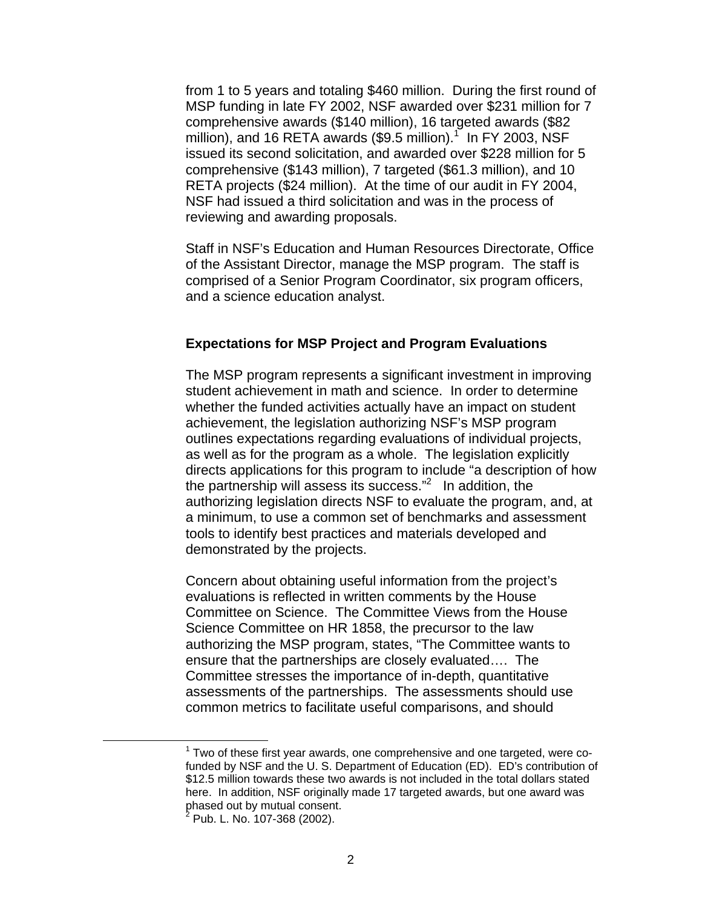from 1 to 5 years and totaling $460 million. During the first round of MSP funding in late FY 2002, NSF awarded over $231 million for 7 comprehensive awards ($140 million), 16 targeted awards ($82 million), and 16 RETA awards ($9.5 million).[1] In FY 2003, NSF issued its second solicitation, and awarded over $228 million for 5 comprehensive ($143 million), 7 targeted ($61.3 million), and 10 RETA projects ($24 million). At the time of our audit in FY 2004, NSF had issued a third solicitation and was in the process of reviewing and awarding proposals.

Staff in NSF's Education and Human Resources Directorate, Office of the Assistant Director, manage the MSP program. The staff is comprised of a Senior Program Coordinator, six program officers, and a science education analyst.

### Expectations for MSP Project and Program Evaluations

The MSP program represents a significant investment in improving student achievement in math and science. In order to determine whether the funded activities actually have an impact on student achievement, the legislation authorizing NSF's MSP program outlines expectations regarding evaluations of individual projects, as well as for the program as a whole. The legislation explicitly directs applications for this program to include "a description of how the partnership will assess its success."[2] In addition, the authorizing legislation directs NSF to evaluate the program, and, at a minimum, to use a common set of benchmarks and assessment tools to identify best practices and materials developed and demonstrated by the projects.

Concern about obtaining useful information from the project's evaluations is reflected in written comments by the House Committee on Science. The Committee Views from the House Science Committee on HR 1858, the precursor to the law authorizing the MSP program, states, "The Committee wants to ensure that the partnerships are closely evaluated…. The Committee stresses the importance of in-depth, quantitative assessments of the partnerships. The assessments should use common metrics to facilitate useful comparisons, and should

[1] Two of these first year awards, one comprehensive and one targeted, were co-funded by NSF and the U. S. Department of Education (ED). ED's contribution of $12.5 million towards these two awards is not included in the total dollars stated here. In addition, NSF originally made 17 targeted awards, but one award was phased out by mutual consent.

[2] Pub. L. No. 107-368 (2002).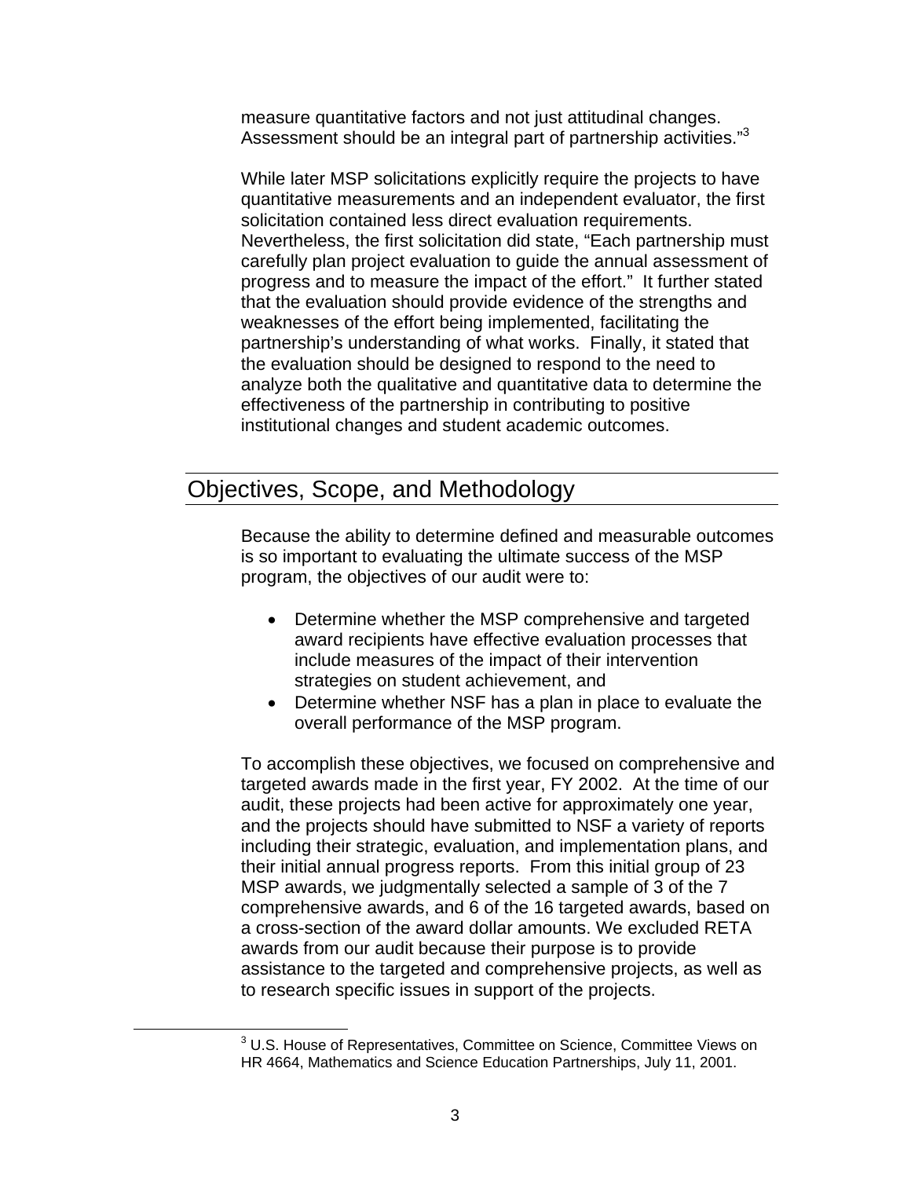measure quantitative factors and not just attitudinal changes. Assessment should be an integral part of partnership activities."[3]

While later MSP solicitations explicitly require the projects to have quantitative measurements and an independent evaluator, the first solicitation contained less direct evaluation requirements. Nevertheless, the first solicitation did state, "Each partnership must carefully plan project evaluation to guide the annual assessment of progress and to measure the impact of the effort." It further stated that the evaluation should provide evidence of the strengths and weaknesses of the effort being implemented, facilitating the partnership's understanding of what works. Finally, it stated that the evaluation should be designed to respond to the need to analyze both the qualitative and quantitative data to determine the effectiveness of the partnership in contributing to positive institutional changes and student academic outcomes.

## Objectives, Scope, and Methodology

Because the ability to determine defined and measurable outcomes is so important to evaluating the ultimate success of the MSP program, the objectives of our audit were to:

- Determine whether the MSP comprehensive and targeted award recipients have effective evaluation processes that include measures of the impact of their intervention strategies on student achievement, and
- Determine whether NSF has a plan in place to evaluate the overall performance of the MSP program.

To accomplish these objectives, we focused on comprehensive and targeted awards made in the first year, FY 2002. At the time of our audit, these projects had been active for approximately one year, and the projects should have submitted to NSF a variety of reports including their strategic, evaluation, and implementation plans, and their initial annual progress reports. From this initial group of 23 MSP awards, we judgmentally selected a sample of 3 of the 7 comprehensive awards, and 6 of the 16 targeted awards, based on a cross-section of the award dollar amounts. We excluded RETA awards from our audit because their purpose is to provide assistance to the targeted and comprehensive projects, as well as to research specific issues in support of the projects.

[3] U.S. House of Representatives, Committee on Science, Committee Views on HR 4664, Mathematics and Science Education Partnerships, July 11, 2001.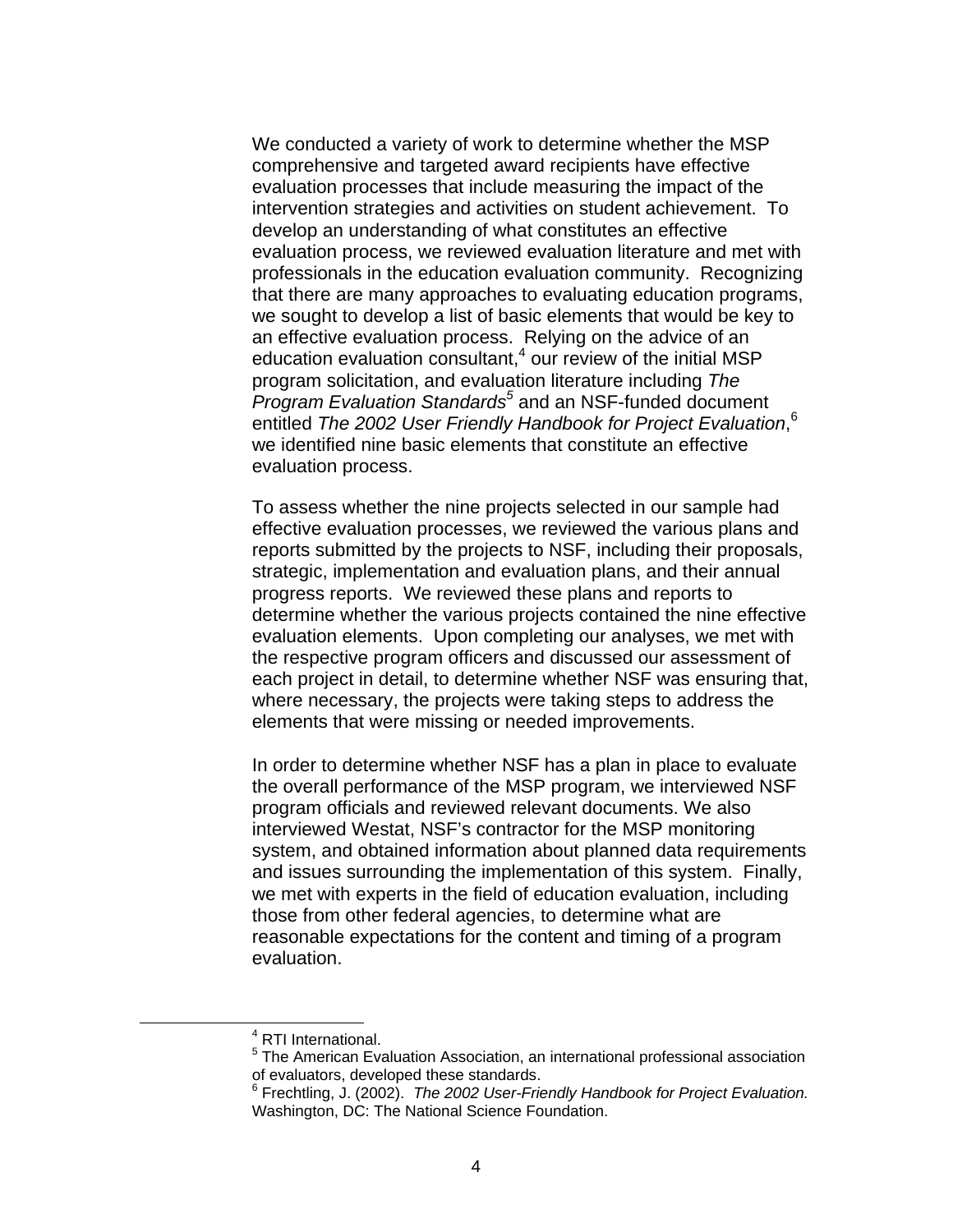We conducted a variety of work to determine whether the MSP comprehensive and targeted award recipients have effective evaluation processes that include measuring the impact of the intervention strategies and activities on student achievement. To develop an understanding of what constitutes an effective evaluation process, we reviewed evaluation literature and met with professionals in the education evaluation community. Recognizing that there are many approaches to evaluating education programs, we sought to develop a list of basic elements that would be key to an effective evaluation process. Relying on the advice of an education evaluation consultant,[4] our review of the initial MSP program solicitation, and evaluation literature including *The Program Evaluation Standards*[5] and an NSF-funded document entitled *The 2002 User Friendly Handbook for Project Evaluation*,[6] we identified nine basic elements that constitute an effective evaluation process.

To assess whether the nine projects selected in our sample had effective evaluation processes, we reviewed the various plans and reports submitted by the projects to NSF, including their proposals, strategic, implementation and evaluation plans, and their annual progress reports. We reviewed these plans and reports to determine whether the various projects contained the nine effective evaluation elements. Upon completing our analyses, we met with the respective program officers and discussed our assessment of each project in detail, to determine whether NSF was ensuring that, where necessary, the projects were taking steps to address the elements that were missing or needed improvements.

In order to determine whether NSF has a plan in place to evaluate the overall performance of the MSP program, we interviewed NSF program officials and reviewed relevant documents. We also interviewed Westat, NSF's contractor for the MSP monitoring system, and obtained information about planned data requirements and issues surrounding the implementation of this system. Finally, we met with experts in the field of education evaluation, including those from other federal agencies, to determine what are reasonable expectations for the content and timing of a program evaluation.

---

[4] RTI International.

[5] The American Evaluation Association, an international professional association of evaluators, developed these standards.

[6] Frechtling, J. (2002). *The 2002 User-Friendly Handbook for Project Evaluation.* Washington, DC: The National Science Foundation.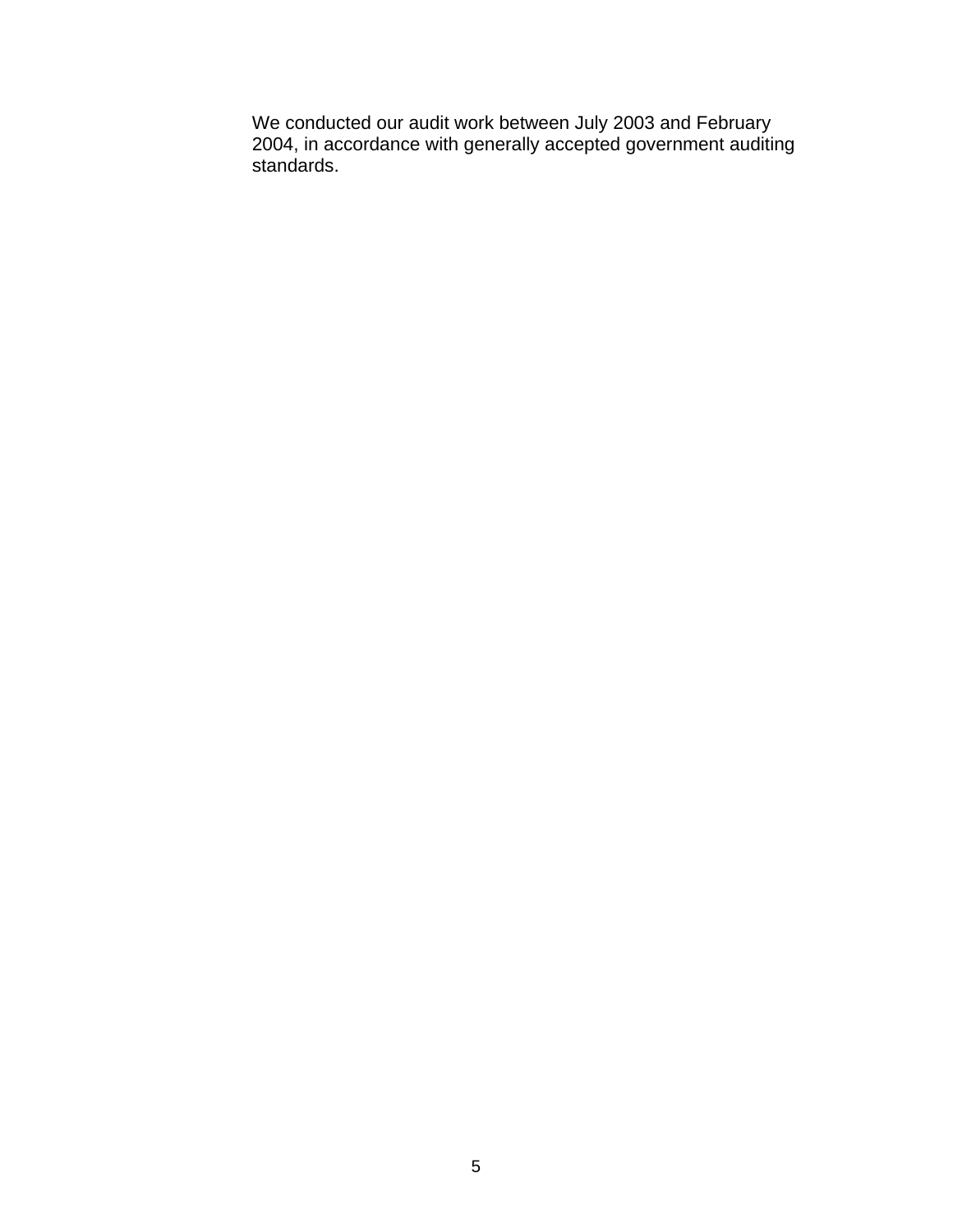We conducted our audit work between July 2003 and February 2004, in accordance with generally accepted government auditing standards.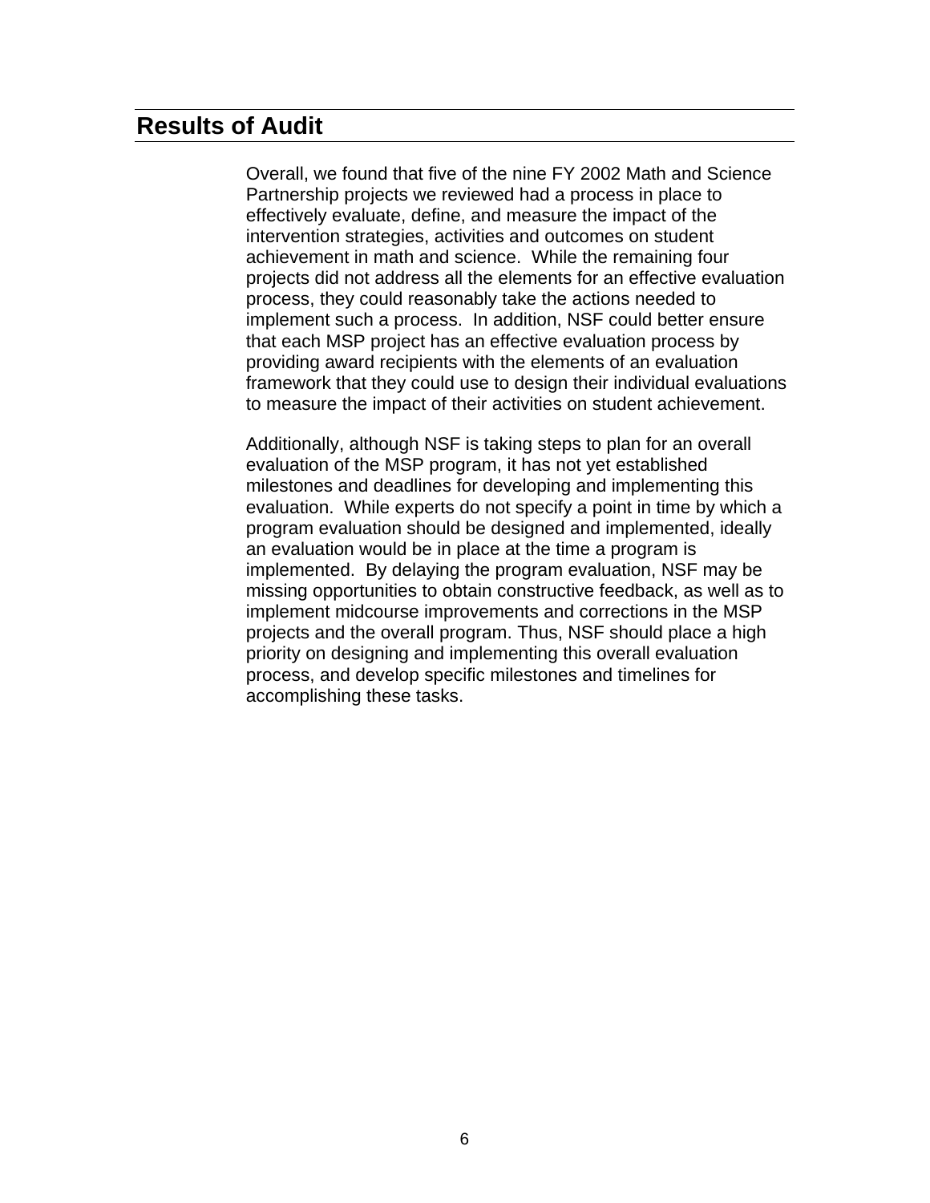## Results of Audit

Overall, we found that five of the nine FY 2002 Math and Science Partnership projects we reviewed had a process in place to effectively evaluate, define, and measure the impact of the intervention strategies, activities and outcomes on student achievement in math and science. While the remaining four projects did not address all the elements for an effective evaluation process, they could reasonably take the actions needed to implement such a process. In addition, NSF could better ensure that each MSP project has an effective evaluation process by providing award recipients with the elements of an evaluation framework that they could use to design their individual evaluations to measure the impact of their activities on student achievement.

Additionally, although NSF is taking steps to plan for an overall evaluation of the MSP program, it has not yet established milestones and deadlines for developing and implementing this evaluation. While experts do not specify a point in time by which a program evaluation should be designed and implemented, ideally an evaluation would be in place at the time a program is implemented. By delaying the program evaluation, NSF may be missing opportunities to obtain constructive feedback, as well as to implement midcourse improvements and corrections in the MSP projects and the overall program. Thus, NSF should place a high priority on designing and implementing this overall evaluation process, and develop specific milestones and timelines for accomplishing these tasks.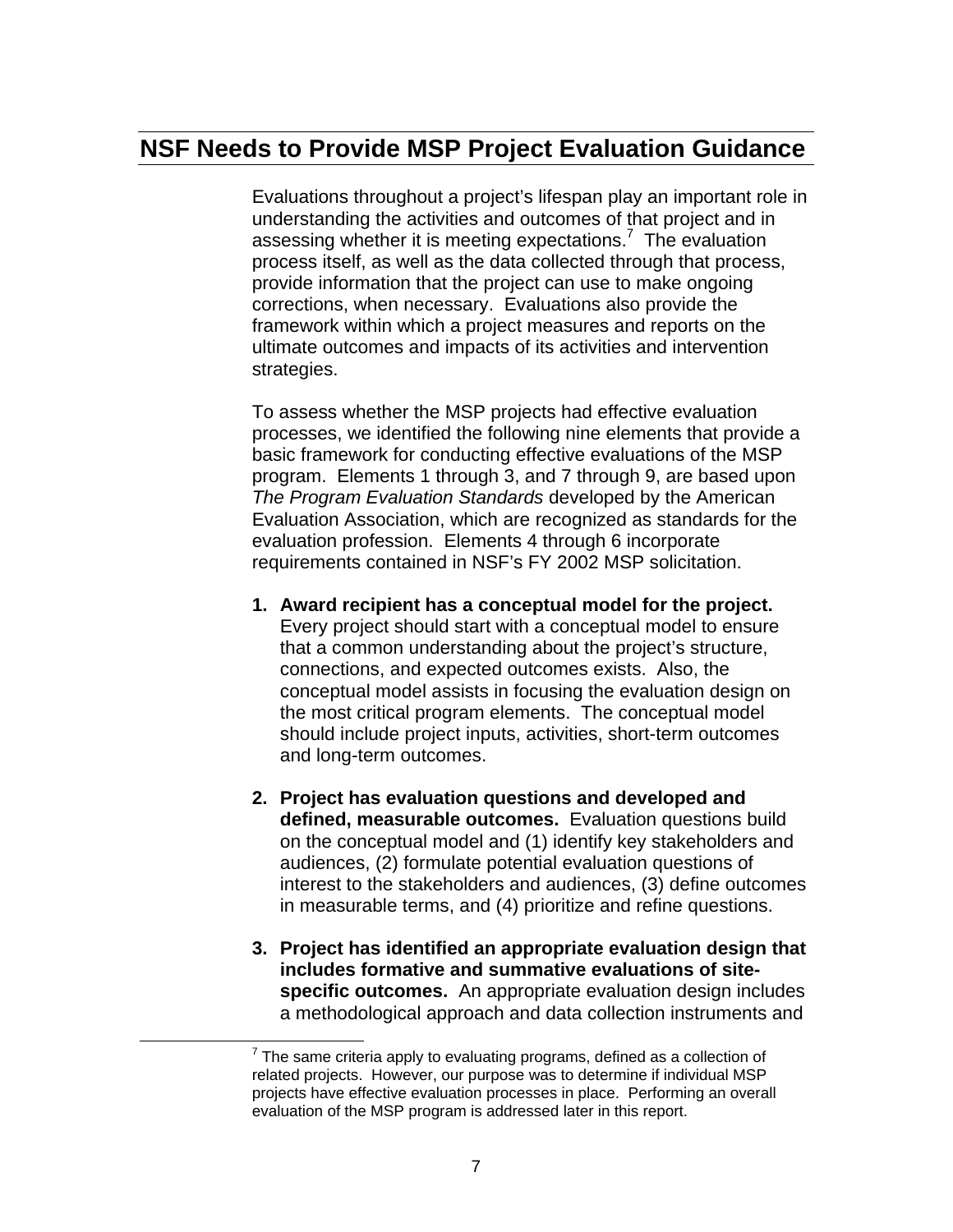## NSF Needs to Provide MSP Project Evaluation Guidance

Evaluations throughout a project's lifespan play an important role in understanding the activities and outcomes of that project and in assessing whether it is meeting expectations.[7] The evaluation process itself, as well as the data collected through that process, provide information that the project can use to make ongoing corrections, when necessary. Evaluations also provide the framework within which a project measures and reports on the ultimate outcomes and impacts of its activities and intervention strategies.

To assess whether the MSP projects had effective evaluation processes, we identified the following nine elements that provide a basic framework for conducting effective evaluations of the MSP program. Elements 1 through 3, and 7 through 9, are based upon *The Program Evaluation Standards* developed by the American Evaluation Association, which are recognized as standards for the evaluation profession. Elements 4 through 6 incorporate requirements contained in NSF's FY 2002 MSP solicitation.

1. **Award recipient has a conceptual model for the project.** Every project should start with a conceptual model to ensure that a common understanding about the project's structure, connections, and expected outcomes exists. Also, the conceptual model assists in focusing the evaluation design on the most critical program elements. The conceptual model should include project inputs, activities, short-term outcomes and long-term outcomes.

2. **Project has evaluation questions and developed and defined, measurable outcomes.** Evaluation questions build on the conceptual model and (1) identify key stakeholders and audiences, (2) formulate potential evaluation questions of interest to the stakeholders and audiences, (3) define outcomes in measurable terms, and (4) prioritize and refine questions.

3. **Project has identified an appropriate evaluation design that includes formative and summative evaluations of site-specific outcomes.** An appropriate evaluation design includes a methodological approach and data collection instruments and

[7] The same criteria apply to evaluating programs, defined as a collection of related projects. However, our purpose was to determine if individual MSP projects have effective evaluation processes in place. Performing an overall evaluation of the MSP program is addressed later in this report.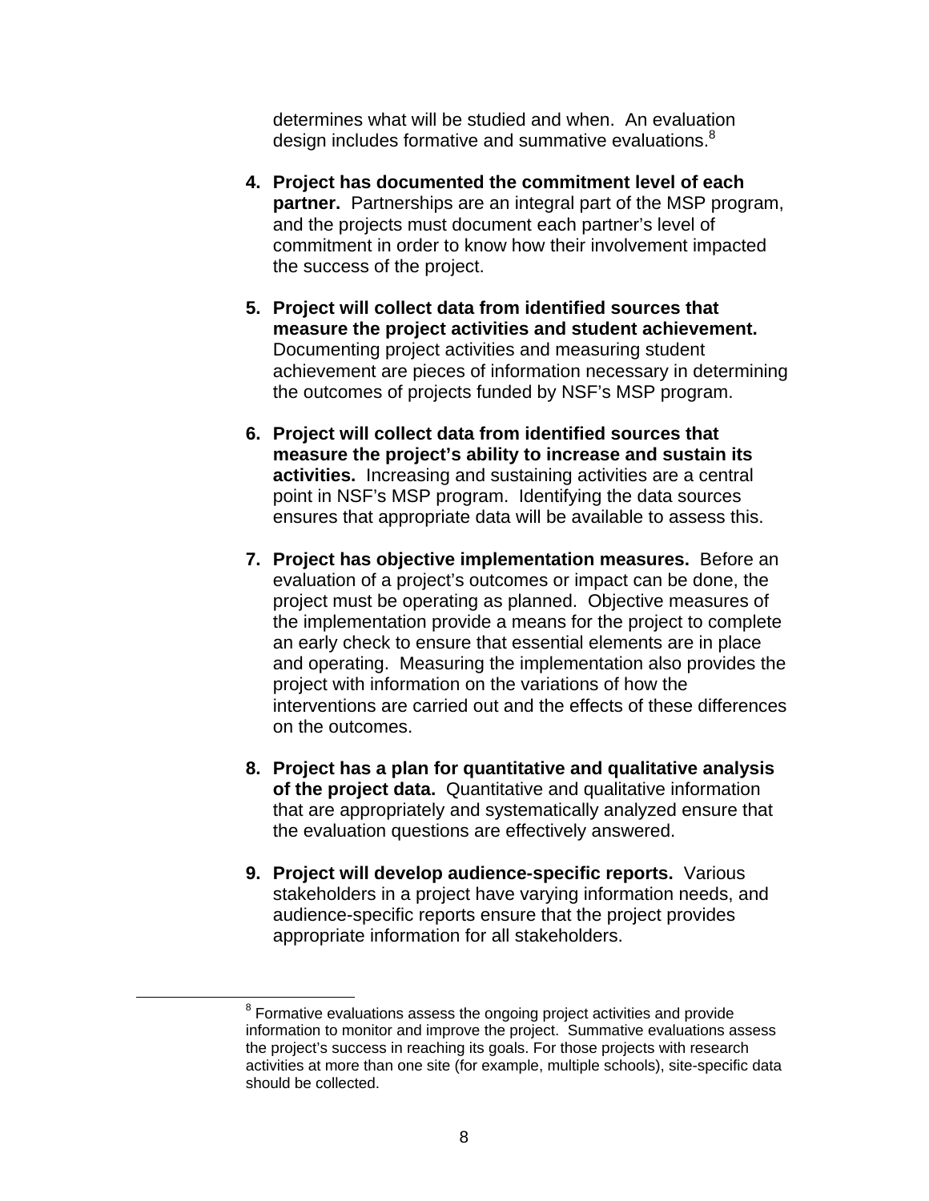determines what will be studied and when. An evaluation design includes formative and summative evaluations.[8]

4. **Project has documented the commitment level of each partner.** Partnerships are an integral part of the MSP program, and the projects must document each partner's level of commitment in order to know how their involvement impacted the success of the project.

5. **Project will collect data from identified sources that measure the project activities and student achievement.** Documenting project activities and measuring student achievement are pieces of information necessary in determining the outcomes of projects funded by NSF's MSP program.

6. **Project will collect data from identified sources that measure the project's ability to increase and sustain its activities.** Increasing and sustaining activities are a central point in NSF's MSP program. Identifying the data sources ensures that appropriate data will be available to assess this.

7. **Project has objective implementation measures.** Before an evaluation of a project's outcomes or impact can be done, the project must be operating as planned. Objective measures of the implementation provide a means for the project to complete an early check to ensure that essential elements are in place and operating. Measuring the implementation also provides the project with information on the variations of how the interventions are carried out and the effects of these differences on the outcomes.

8. **Project has a plan for quantitative and qualitative analysis of the project data.** Quantitative and qualitative information that are appropriately and systematically analyzed ensure that the evaluation questions are effectively answered.

9. **Project will develop audience-specific reports.** Various stakeholders in a project have varying information needs, and audience-specific reports ensure that the project provides appropriate information for all stakeholders.

---

[8] Formative evaluations assess the ongoing project activities and provide information to monitor and improve the project. Summative evaluations assess the project's success in reaching its goals. For those projects with research activities at more than one site (for example, multiple schools), site-specific data should be collected.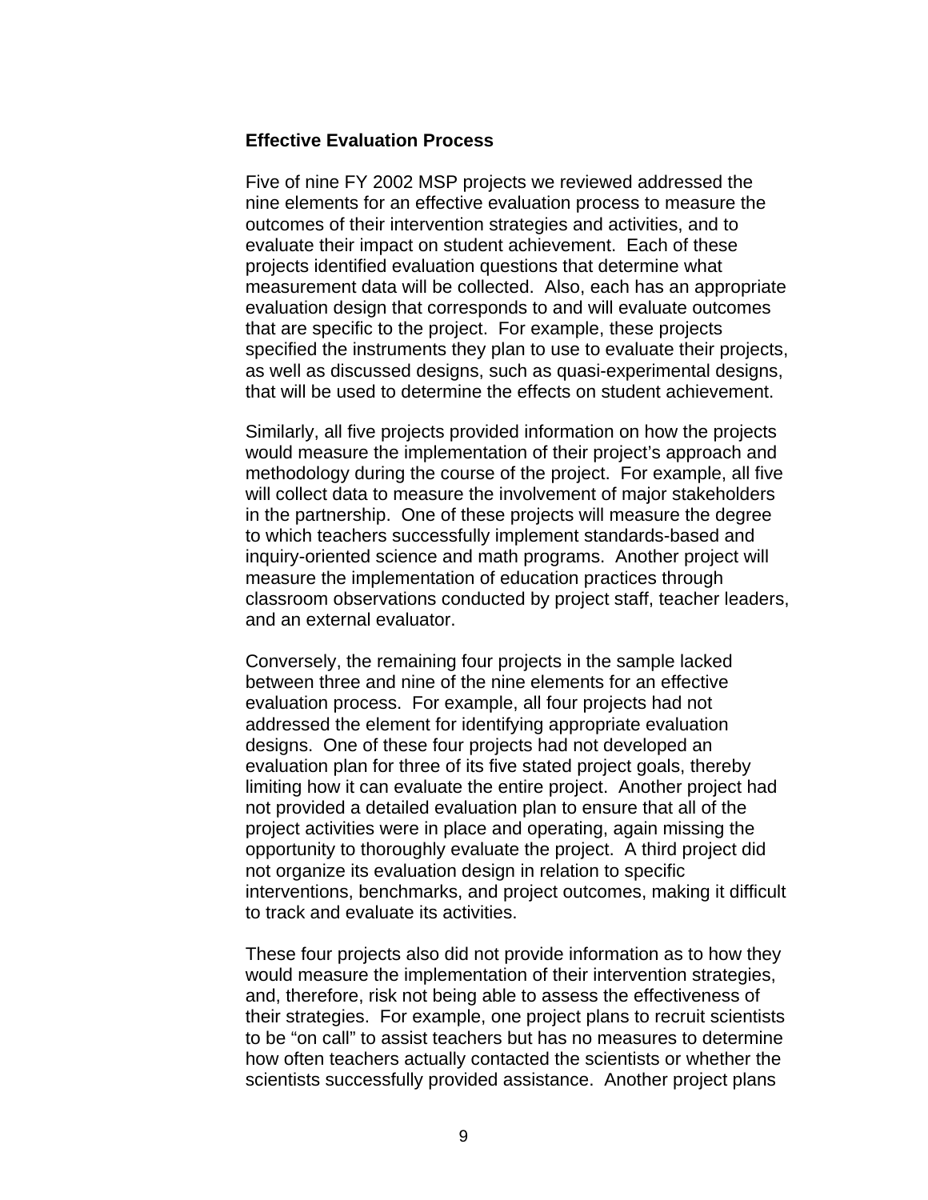**Effective Evaluation Process**

Five of nine FY 2002 MSP projects we reviewed addressed the nine elements for an effective evaluation process to measure the outcomes of their intervention strategies and activities, and to evaluate their impact on student achievement. Each of these projects identified evaluation questions that determine what measurement data will be collected. Also, each has an appropriate evaluation design that corresponds to and will evaluate outcomes that are specific to the project. For example, these projects specified the instruments they plan to use to evaluate their projects, as well as discussed designs, such as quasi-experimental designs, that will be used to determine the effects on student achievement.

Similarly, all five projects provided information on how the projects would measure the implementation of their project's approach and methodology during the course of the project. For example, all five will collect data to measure the involvement of major stakeholders in the partnership. One of these projects will measure the degree to which teachers successfully implement standards-based and inquiry-oriented science and math programs. Another project will measure the implementation of education practices through classroom observations conducted by project staff, teacher leaders, and an external evaluator.

Conversely, the remaining four projects in the sample lacked between three and nine of the nine elements for an effective evaluation process. For example, all four projects had not addressed the element for identifying appropriate evaluation designs. One of these four projects had not developed an evaluation plan for three of its five stated project goals, thereby limiting how it can evaluate the entire project. Another project had not provided a detailed evaluation plan to ensure that all of the project activities were in place and operating, again missing the opportunity to thoroughly evaluate the project. A third project did not organize its evaluation design in relation to specific interventions, benchmarks, and project outcomes, making it difficult to track and evaluate its activities.

These four projects also did not provide information as to how they would measure the implementation of their intervention strategies, and, therefore, risk not being able to assess the effectiveness of their strategies. For example, one project plans to recruit scientists to be "on call" to assist teachers but has no measures to determine how often teachers actually contacted the scientists or whether the scientists successfully provided assistance. Another project plans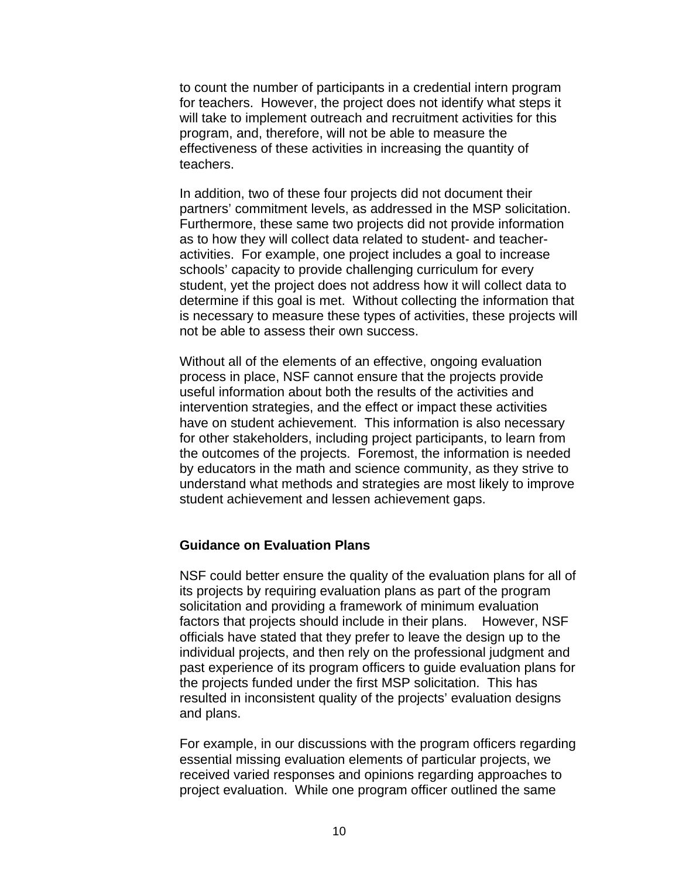to count the number of participants in a credential intern program for teachers. However, the project does not identify what steps it will take to implement outreach and recruitment activities for this program, and, therefore, will not be able to measure the effectiveness of these activities in increasing the quantity of teachers.

In addition, two of these four projects did not document their partners' commitment levels, as addressed in the MSP solicitation. Furthermore, these same two projects did not provide information as to how they will collect data related to student- and teacher-activities. For example, one project includes a goal to increase schools' capacity to provide challenging curriculum for every student, yet the project does not address how it will collect data to determine if this goal is met. Without collecting the information that is necessary to measure these types of activities, these projects will not be able to assess their own success.

Without all of the elements of an effective, ongoing evaluation process in place, NSF cannot ensure that the projects provide useful information about both the results of the activities and intervention strategies, and the effect or impact these activities have on student achievement. This information is also necessary for other stakeholders, including project participants, to learn from the outcomes of the projects. Foremost, the information is needed by educators in the math and science community, as they strive to understand what methods and strategies are most likely to improve student achievement and lessen achievement gaps.

## Guidance on Evaluation Plans

NSF could better ensure the quality of the evaluation plans for all of its projects by requiring evaluation plans as part of the program solicitation and providing a framework of minimum evaluation factors that projects should include in their plans. However, NSF officials have stated that they prefer to leave the design up to the individual projects, and then rely on the professional judgment and past experience of its program officers to guide evaluation plans for the projects funded under the first MSP solicitation. This has resulted in inconsistent quality of the projects' evaluation designs and plans.

For example, in our discussions with the program officers regarding essential missing evaluation elements of particular projects, we received varied responses and opinions regarding approaches to project evaluation. While one program officer outlined the same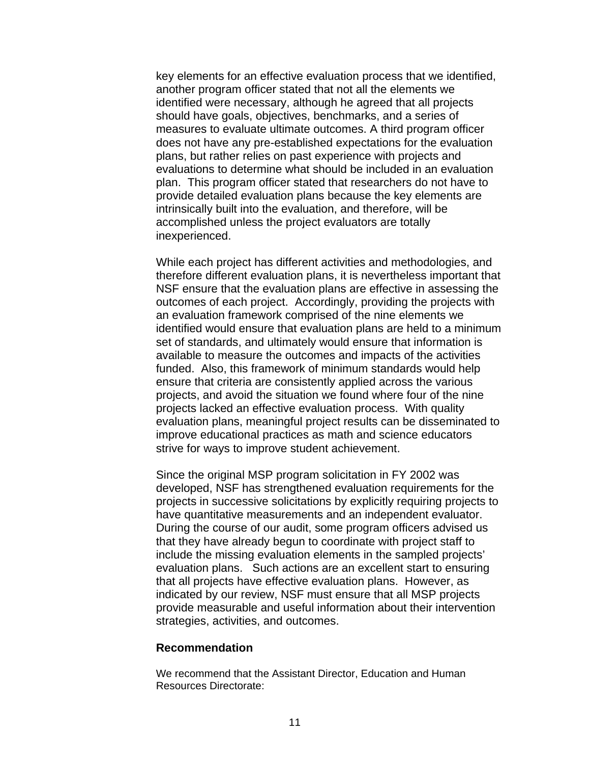key elements for an effective evaluation process that we identified, another program officer stated that not all the elements we identified were necessary, although he agreed that all projects should have goals, objectives, benchmarks, and a series of measures to evaluate ultimate outcomes. A third program officer does not have any pre-established expectations for the evaluation plans, but rather relies on past experience with projects and evaluations to determine what should be included in an evaluation plan. This program officer stated that researchers do not have to provide detailed evaluation plans because the key elements are intrinsically built into the evaluation, and therefore, will be accomplished unless the project evaluators are totally inexperienced.

While each project has different activities and methodologies, and therefore different evaluation plans, it is nevertheless important that NSF ensure that the evaluation plans are effective in assessing the outcomes of each project. Accordingly, providing the projects with an evaluation framework comprised of the nine elements we identified would ensure that evaluation plans are held to a minimum set of standards, and ultimately would ensure that information is available to measure the outcomes and impacts of the activities funded. Also, this framework of minimum standards would help ensure that criteria are consistently applied across the various projects, and avoid the situation we found where four of the nine projects lacked an effective evaluation process. With quality evaluation plans, meaningful project results can be disseminated to improve educational practices as math and science educators strive for ways to improve student achievement.

Since the original MSP program solicitation in FY 2002 was developed, NSF has strengthened evaluation requirements for the projects in successive solicitations by explicitly requiring projects to have quantitative measurements and an independent evaluator. During the course of our audit, some program officers advised us that they have already begun to coordinate with project staff to include the missing evaluation elements in the sampled projects' evaluation plans. Such actions are an excellent start to ensuring that all projects have effective evaluation plans. However, as indicated by our review, NSF must ensure that all MSP projects provide measurable and useful information about their intervention strategies, activities, and outcomes.

**Recommendation**

We recommend that the Assistant Director, Education and Human Resources Directorate: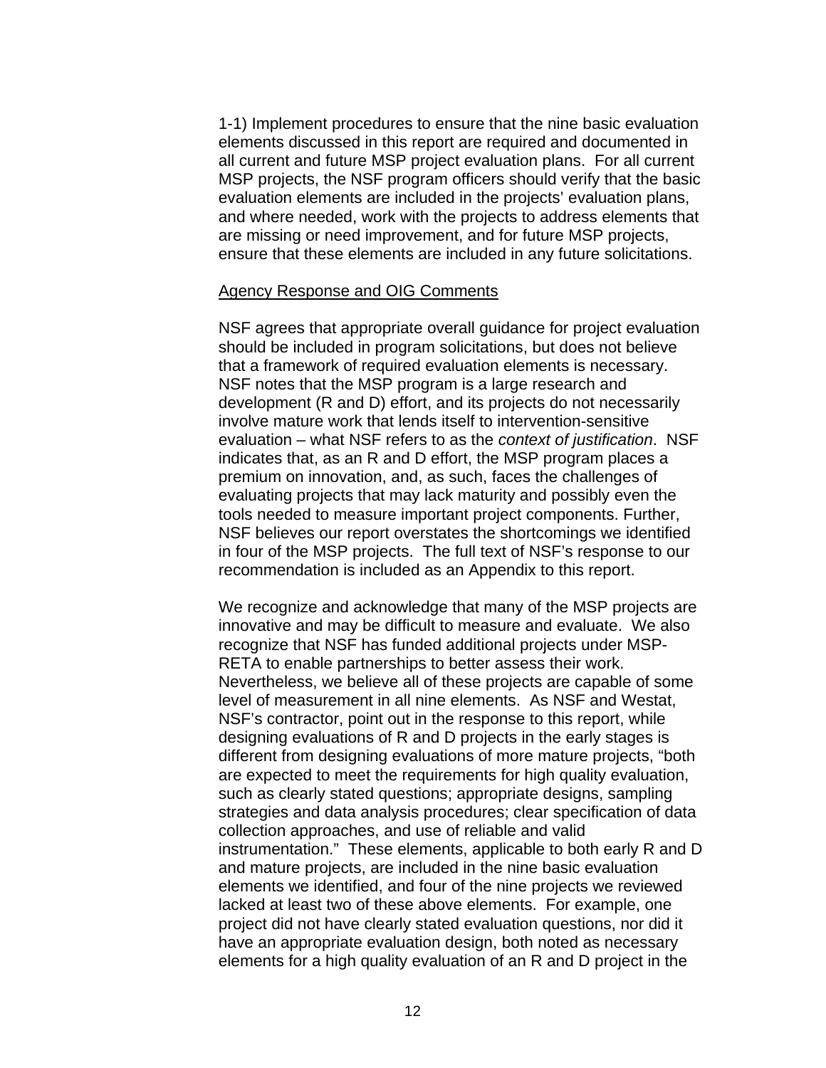1-1) Implement procedures to ensure that the nine basic evaluation elements discussed in this report are required and documented in all current and future MSP project evaluation plans. For all current MSP projects, the NSF program officers should verify that the basic evaluation elements are included in the projects' evaluation plans, and where needed, work with the projects to address elements that are missing or need improvement, and for future MSP projects, ensure that these elements are included in any future solicitations.

<u>Agency Response and OIG Comments</u>

NSF agrees that appropriate overall guidance for project evaluation should be included in program solicitations, but does not believe that a framework of required evaluation elements is necessary. NSF notes that the MSP program is a large research and development (R and D) effort, and its projects do not necessarily involve mature work that lends itself to intervention-sensitive evaluation – what NSF refers to as the *context of justification*. NSF indicates that, as an R and D effort, the MSP program places a premium on innovation, and, as such, faces the challenges of evaluating projects that may lack maturity and possibly even the tools needed to measure important project components. Further, NSF believes our report overstates the shortcomings we identified in four of the MSP projects. The full text of NSF's response to our recommendation is included as an Appendix to this report.

We recognize and acknowledge that many of the MSP projects are innovative and may be difficult to measure and evaluate. We also recognize that NSF has funded additional projects under MSP-RETA to enable partnerships to better assess their work. Nevertheless, we believe all of these projects are capable of some level of measurement in all nine elements. As NSF and Westat, NSF's contractor, point out in the response to this report, while designing evaluations of R and D projects in the early stages is different from designing evaluations of more mature projects, "both are expected to meet the requirements for high quality evaluation, such as clearly stated questions; appropriate designs, sampling strategies and data analysis procedures; clear specification of data collection approaches, and use of reliable and valid instrumentation." These elements, applicable to both early R and D and mature projects, are included in the nine basic evaluation elements we identified, and four of the nine projects we reviewed lacked at least two of these above elements. For example, one project did not have clearly stated evaluation questions, nor did it have an appropriate evaluation design, both noted as necessary elements for a high quality evaluation of an R and D project in the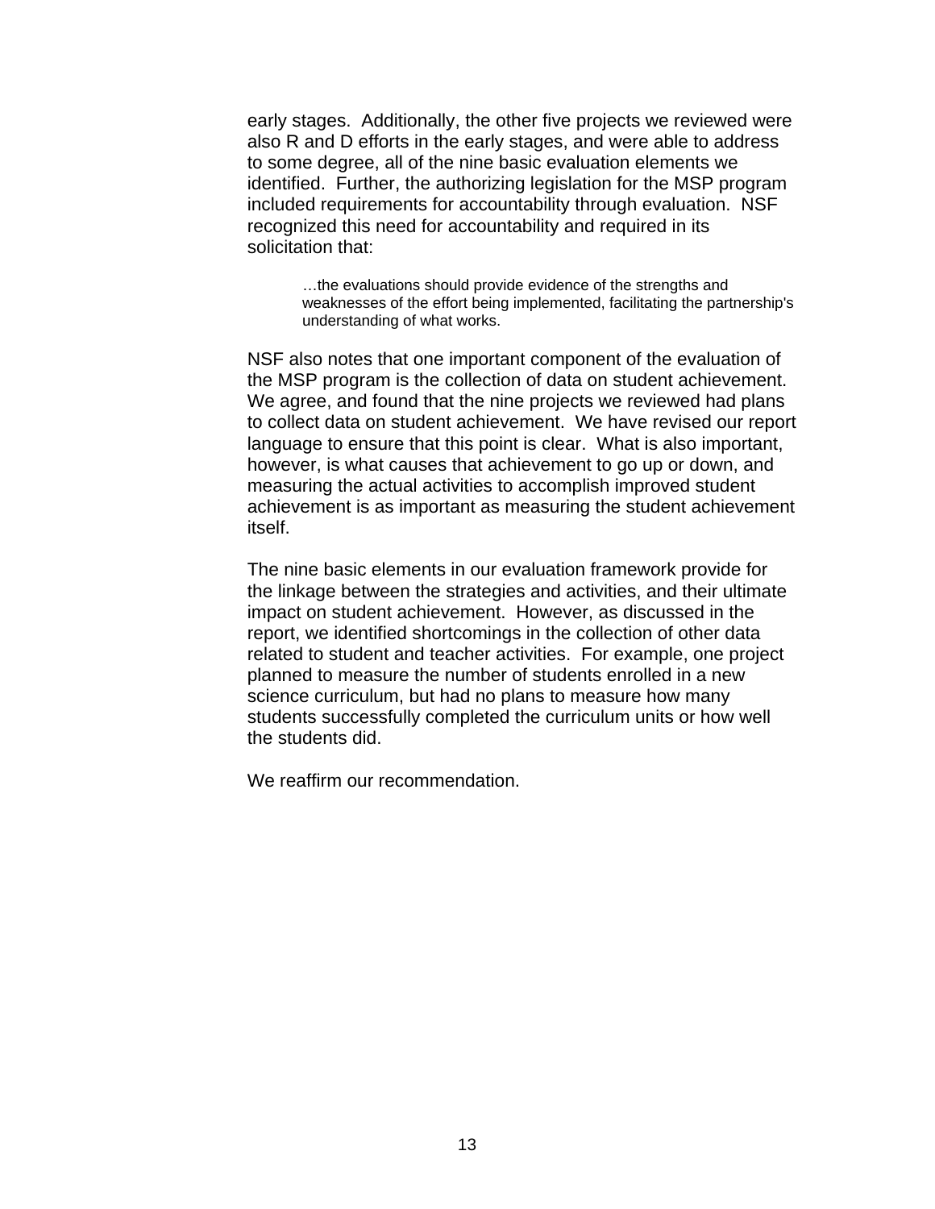early stages. Additionally, the other five projects we reviewed were also R and D efforts in the early stages, and were able to address to some degree, all of the nine basic evaluation elements we identified. Further, the authorizing legislation for the MSP program included requirements for accountability through evaluation. NSF recognized this need for accountability and required in its solicitation that:

> …the evaluations should provide evidence of the strengths and weaknesses of the effort being implemented, facilitating the partnership's understanding of what works.

NSF also notes that one important component of the evaluation of the MSP program is the collection of data on student achievement. We agree, and found that the nine projects we reviewed had plans to collect data on student achievement. We have revised our report language to ensure that this point is clear. What is also important, however, is what causes that achievement to go up or down, and measuring the actual activities to accomplish improved student achievement is as important as measuring the student achievement itself.

The nine basic elements in our evaluation framework provide for the linkage between the strategies and activities, and their ultimate impact on student achievement. However, as discussed in the report, we identified shortcomings in the collection of other data related to student and teacher activities. For example, one project planned to measure the number of students enrolled in a new science curriculum, but had no plans to measure how many students successfully completed the curriculum units or how well the students did.

We reaffirm our recommendation.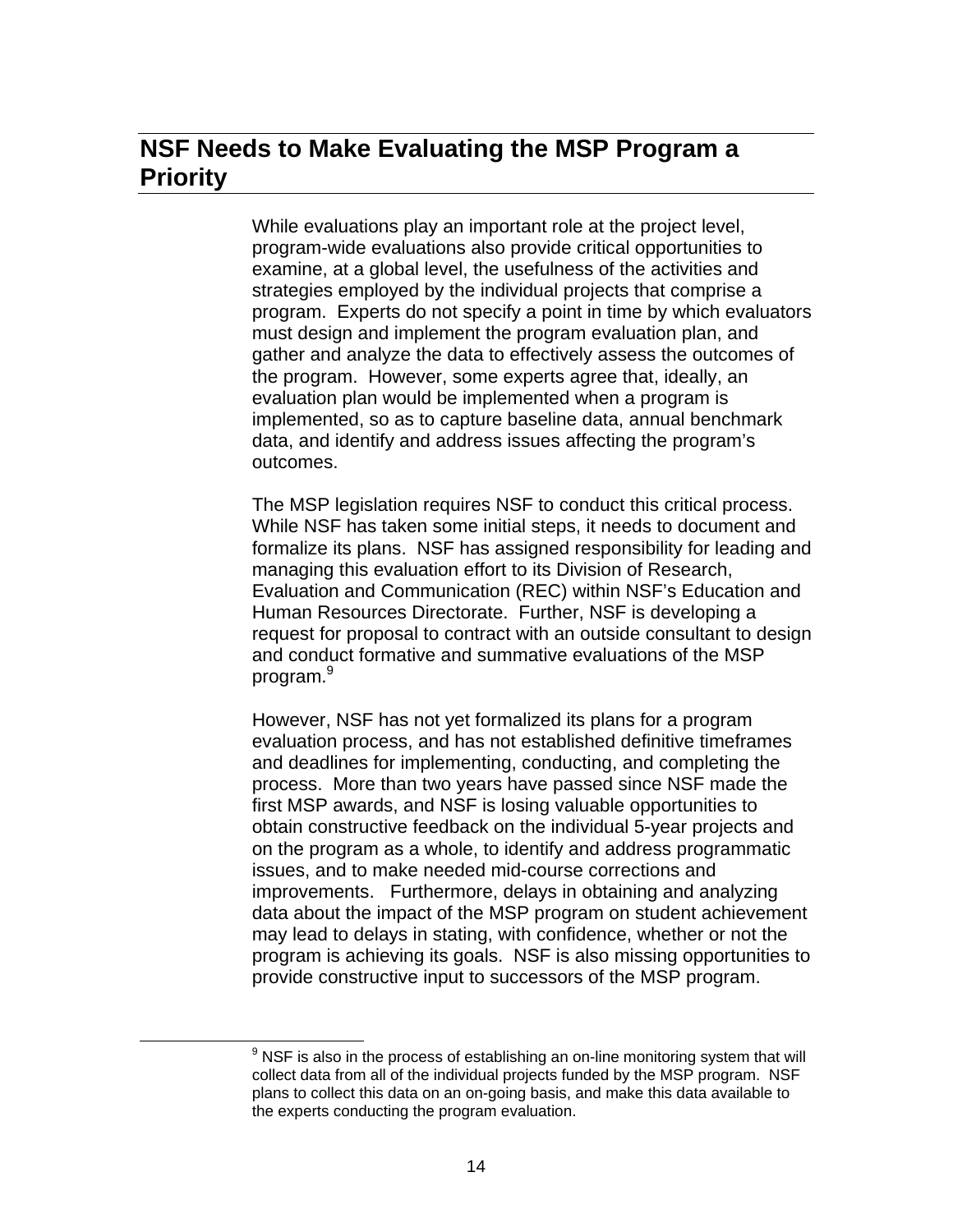## NSF Needs to Make Evaluating the MSP Program a Priority

While evaluations play an important role at the project level, program-wide evaluations also provide critical opportunities to examine, at a global level, the usefulness of the activities and strategies employed by the individual projects that comprise a program. Experts do not specify a point in time by which evaluators must design and implement the program evaluation plan, and gather and analyze the data to effectively assess the outcomes of the program. However, some experts agree that, ideally, an evaluation plan would be implemented when a program is implemented, so as to capture baseline data, annual benchmark data, and identify and address issues affecting the program's outcomes.

The MSP legislation requires NSF to conduct this critical process. While NSF has taken some initial steps, it needs to document and formalize its plans. NSF has assigned responsibility for leading and managing this evaluation effort to its Division of Research, Evaluation and Communication (REC) within NSF's Education and Human Resources Directorate. Further, NSF is developing a request for proposal to contract with an outside consultant to design and conduct formative and summative evaluations of the MSP program.[9]

However, NSF has not yet formalized its plans for a program evaluation process, and has not established definitive timeframes and deadlines for implementing, conducting, and completing the process. More than two years have passed since NSF made the first MSP awards, and NSF is losing valuable opportunities to obtain constructive feedback on the individual 5-year projects and on the program as a whole, to identify and address programmatic issues, and to make needed mid-course corrections and improvements. Furthermore, delays in obtaining and analyzing data about the impact of the MSP program on student achievement may lead to delays in stating, with confidence, whether or not the program is achieving its goals. NSF is also missing opportunities to provide constructive input to successors of the MSP program.

[9] NSF is also in the process of establishing an on-line monitoring system that will collect data from all of the individual projects funded by the MSP program. NSF plans to collect this data on an on-going basis, and make this data available to the experts conducting the program evaluation.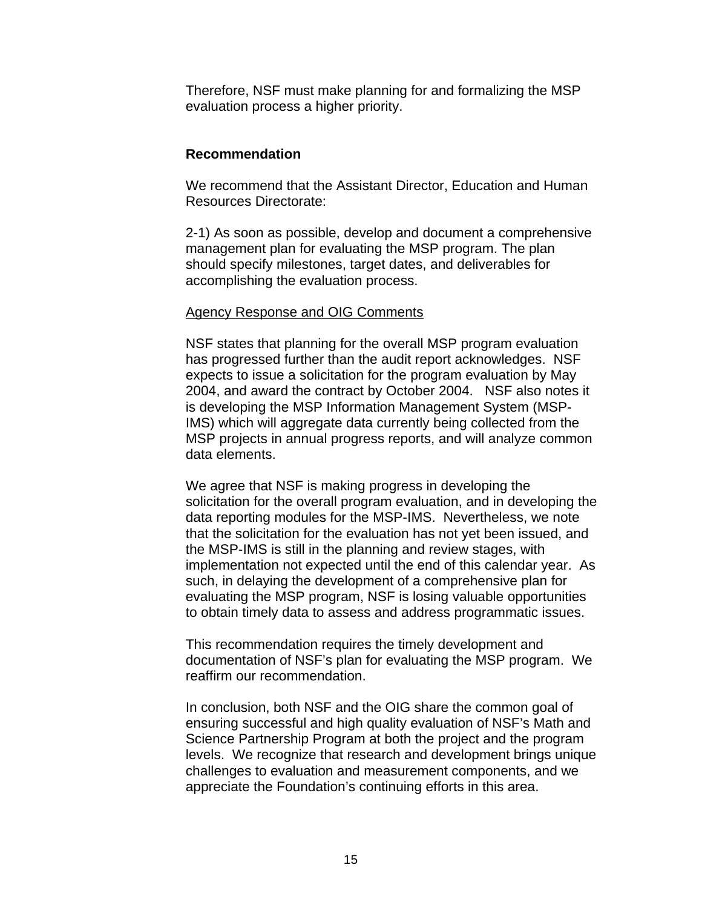Therefore, NSF must make planning for and formalizing the MSP evaluation process a higher priority.

**Recommendation**

We recommend that the Assistant Director, Education and Human Resources Directorate:

2-1) As soon as possible, develop and document a comprehensive management plan for evaluating the MSP program. The plan should specify milestones, target dates, and deliverables for accomplishing the evaluation process.

<u>Agency Response and OIG Comments</u>

NSF states that planning for the overall MSP program evaluation has progressed further than the audit report acknowledges. NSF expects to issue a solicitation for the program evaluation by May 2004, and award the contract by October 2004. NSF also notes it is developing the MSP Information Management System (MSP-IMS) which will aggregate data currently being collected from the MSP projects in annual progress reports, and will analyze common data elements.

We agree that NSF is making progress in developing the solicitation for the overall program evaluation, and in developing the data reporting modules for the MSP-IMS. Nevertheless, we note that the solicitation for the evaluation has not yet been issued, and the MSP-IMS is still in the planning and review stages, with implementation not expected until the end of this calendar year. As such, in delaying the development of a comprehensive plan for evaluating the MSP program, NSF is losing valuable opportunities to obtain timely data to assess and address programmatic issues.

This recommendation requires the timely development and documentation of NSF's plan for evaluating the MSP program. We reaffirm our recommendation.

In conclusion, both NSF and the OIG share the common goal of ensuring successful and high quality evaluation of NSF's Math and Science Partnership Program at both the project and the program levels. We recognize that research and development brings unique challenges to evaluation and measurement components, and we appreciate the Foundation's continuing efforts in this area.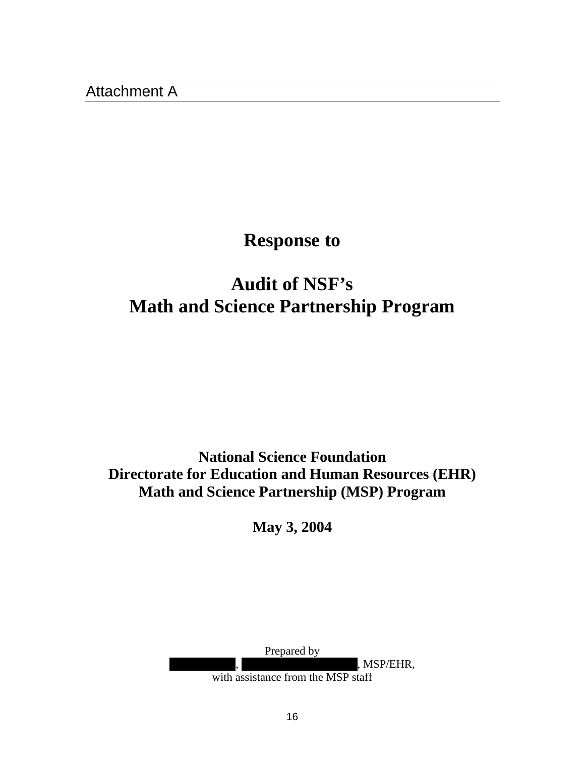Attachment A

# Response to

# Audit of NSF's Math and Science Partnership Program

**National Science Foundation**
**Directorate for Education and Human Resources (EHR)**
**Math and Science Partnership (MSP) Program**

**May 3, 2004**

Prepared by
, , MSP/EHR,
with assistance from the MSP staff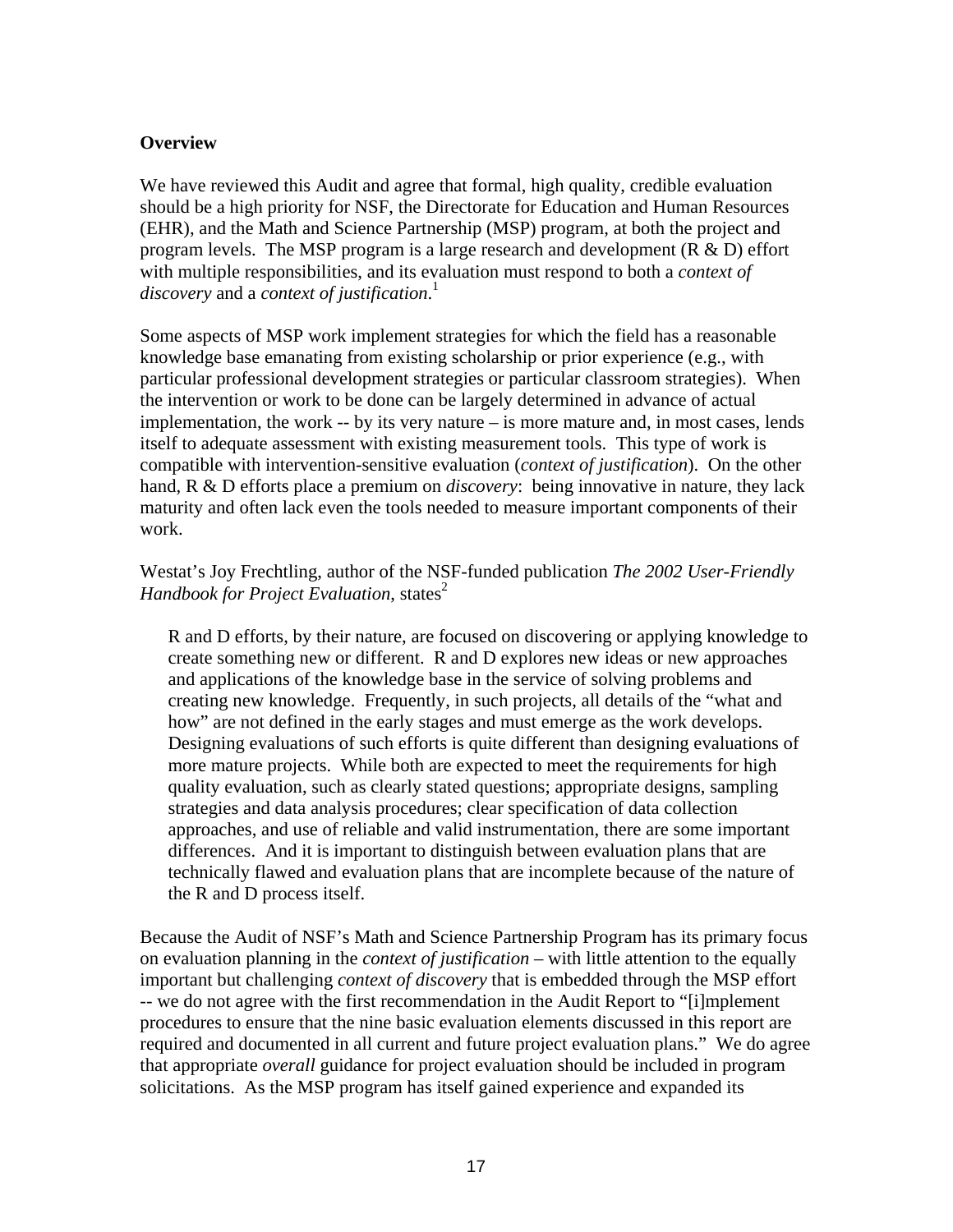**Overview**

We have reviewed this Audit and agree that formal, high quality, credible evaluation should be a high priority for NSF, the Directorate for Education and Human Resources (EHR), and the Math and Science Partnership (MSP) program, at both the project and program levels. The MSP program is a large research and development (R & D) effort with multiple responsibilities, and its evaluation must respond to both a *context of discovery* and a *context of justification*.[1]

Some aspects of MSP work implement strategies for which the field has a reasonable knowledge base emanating from existing scholarship or prior experience (e.g., with particular professional development strategies or particular classroom strategies). When the intervention or work to be done can be largely determined in advance of actual implementation, the work -- by its very nature – is more mature and, in most cases, lends itself to adequate assessment with existing measurement tools. This type of work is compatible with intervention-sensitive evaluation (*context of justification*). On the other hand, R & D efforts place a premium on *discovery*: being innovative in nature, they lack maturity and often lack even the tools needed to measure important components of their work.

Westat's Joy Frechtling, author of the NSF-funded publication *The 2002 User-Friendly Handbook for Project Evaluation*, states[2]

> R and D efforts, by their nature, are focused on discovering or applying knowledge to create something new or different. R and D explores new ideas or new approaches and applications of the knowledge base in the service of solving problems and creating new knowledge. Frequently, in such projects, all details of the "what and how" are not defined in the early stages and must emerge as the work develops. Designing evaluations of such efforts is quite different than designing evaluations of more mature projects. While both are expected to meet the requirements for high quality evaluation, such as clearly stated questions; appropriate designs, sampling strategies and data analysis procedures; clear specification of data collection approaches, and use of reliable and valid instrumentation, there are some important differences. And it is important to distinguish between evaluation plans that are technically flawed and evaluation plans that are incomplete because of the nature of the R and D process itself.

Because the Audit of NSF's Math and Science Partnership Program has its primary focus on evaluation planning in the *context of justification* – with little attention to the equally important but challenging *context of discovery* that is embedded through the MSP effort -- we do not agree with the first recommendation in the Audit Report to "[i]mplement procedures to ensure that the nine basic evaluation elements discussed in this report are required and documented in all current and future project evaluation plans." We do agree that appropriate *overall* guidance for project evaluation should be included in program solicitations. As the MSP program has itself gained experience and expanded its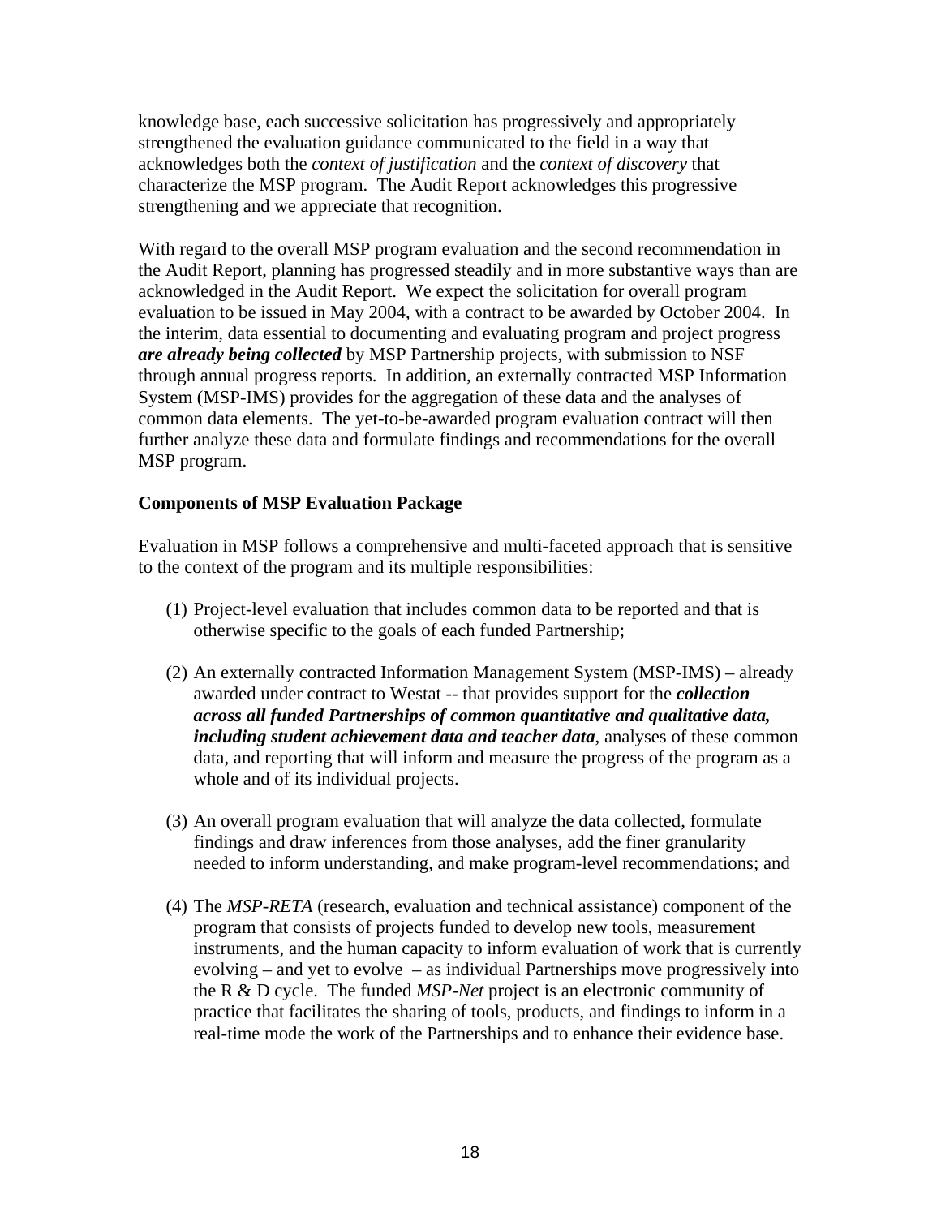knowledge base, each successive solicitation has progressively and appropriately strengthened the evaluation guidance communicated to the field in a way that acknowledges both the *context of justification* and the *context of discovery* that characterize the MSP program. The Audit Report acknowledges this progressive strengthening and we appreciate that recognition.

With regard to the overall MSP program evaluation and the second recommendation in the Audit Report, planning has progressed steadily and in more substantive ways than are acknowledged in the Audit Report. We expect the solicitation for overall program evaluation to be issued in May 2004, with a contract to be awarded by October 2004. In the interim, data essential to documenting and evaluating program and project progress ***are already being collected*** by MSP Partnership projects, with submission to NSF through annual progress reports. In addition, an externally contracted MSP Information System (MSP-IMS) provides for the aggregation of these data and the analyses of common data elements. The yet-to-be-awarded program evaluation contract will then further analyze these data and formulate findings and recommendations for the overall MSP program.

**Components of MSP Evaluation Package**

Evaluation in MSP follows a comprehensive and multi-faceted approach that is sensitive to the context of the program and its multiple responsibilities:

(1) Project-level evaluation that includes common data to be reported and that is otherwise specific to the goals of each funded Partnership;

(2) An externally contracted Information Management System (MSP-IMS) – already awarded under contract to Westat -- that provides support for the ***collection across all funded Partnerships of common quantitative and qualitative data, including student achievement data and teacher data***, analyses of these common data, and reporting that will inform and measure the progress of the program as a whole and of its individual projects.

(3) An overall program evaluation that will analyze the data collected, formulate findings and draw inferences from those analyses, add the finer granularity needed to inform understanding, and make program-level recommendations; and

(4) The *MSP-RETA* (research, evaluation and technical assistance) component of the program that consists of projects funded to develop new tools, measurement instruments, and the human capacity to inform evaluation of work that is currently evolving – and yet to evolve – as individual Partnerships move progressively into the R & D cycle. The funded *MSP-Net* project is an electronic community of practice that facilitates the sharing of tools, products, and findings to inform in a real-time mode the work of the Partnerships and to enhance their evidence base.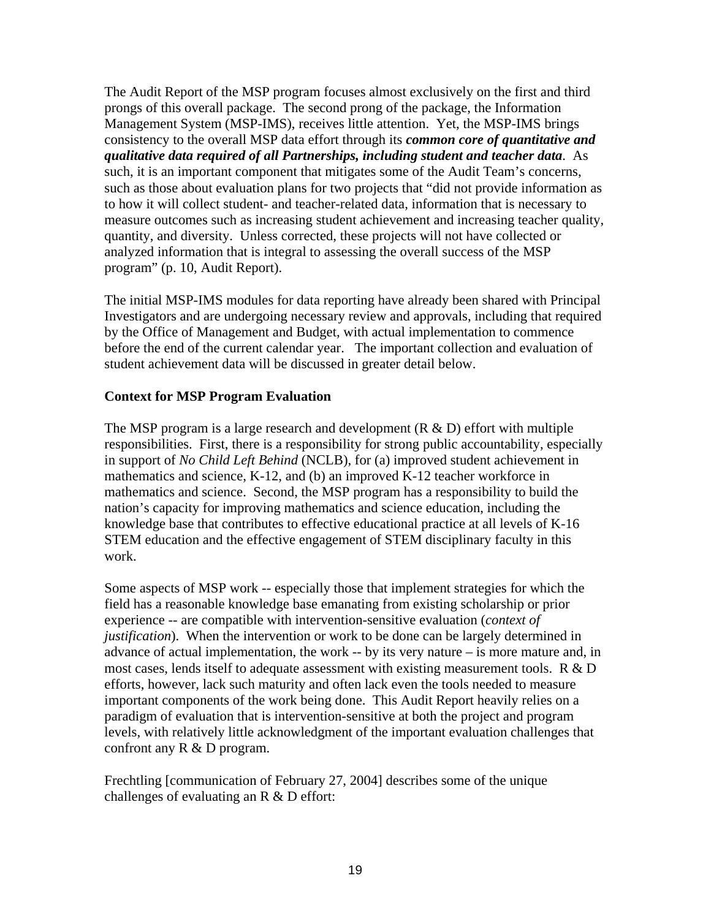The Audit Report of the MSP program focuses almost exclusively on the first and third prongs of this overall package. The second prong of the package, the Information Management System (MSP-IMS), receives little attention. Yet, the MSP-IMS brings consistency to the overall MSP data effort through its ***common core of quantitative and qualitative data required of all Partnerships, including student and teacher data***. As such, it is an important component that mitigates some of the Audit Team's concerns, such as those about evaluation plans for two projects that "did not provide information as to how it will collect student- and teacher-related data, information that is necessary to measure outcomes such as increasing student achievement and increasing teacher quality, quantity, and diversity. Unless corrected, these projects will not have collected or analyzed information that is integral to assessing the overall success of the MSP program" (p. 10, Audit Report).

The initial MSP-IMS modules for data reporting have already been shared with Principal Investigators and are undergoing necessary review and approvals, including that required by the Office of Management and Budget, with actual implementation to commence before the end of the current calendar year. The important collection and evaluation of student achievement data will be discussed in greater detail below.

**Context for MSP Program Evaluation**

The MSP program is a large research and development (R & D) effort with multiple responsibilities. First, there is a responsibility for strong public accountability, especially in support of *No Child Left Behind* (NCLB), for (a) improved student achievement in mathematics and science, K-12, and (b) an improved K-12 teacher workforce in mathematics and science. Second, the MSP program has a responsibility to build the nation's capacity for improving mathematics and science education, including the knowledge base that contributes to effective educational practice at all levels of K-16 STEM education and the effective engagement of STEM disciplinary faculty in this work.

Some aspects of MSP work -- especially those that implement strategies for which the field has a reasonable knowledge base emanating from existing scholarship or prior experience -- are compatible with intervention-sensitive evaluation (*context of justification*). When the intervention or work to be done can be largely determined in advance of actual implementation, the work -- by its very nature – is more mature and, in most cases, lends itself to adequate assessment with existing measurement tools. R & D efforts, however, lack such maturity and often lack even the tools needed to measure important components of the work being done. This Audit Report heavily relies on a paradigm of evaluation that is intervention-sensitive at both the project and program levels, with relatively little acknowledgment of the important evaluation challenges that confront any R & D program.

Frechtling [communication of February 27, 2004] describes some of the unique challenges of evaluating an R & D effort: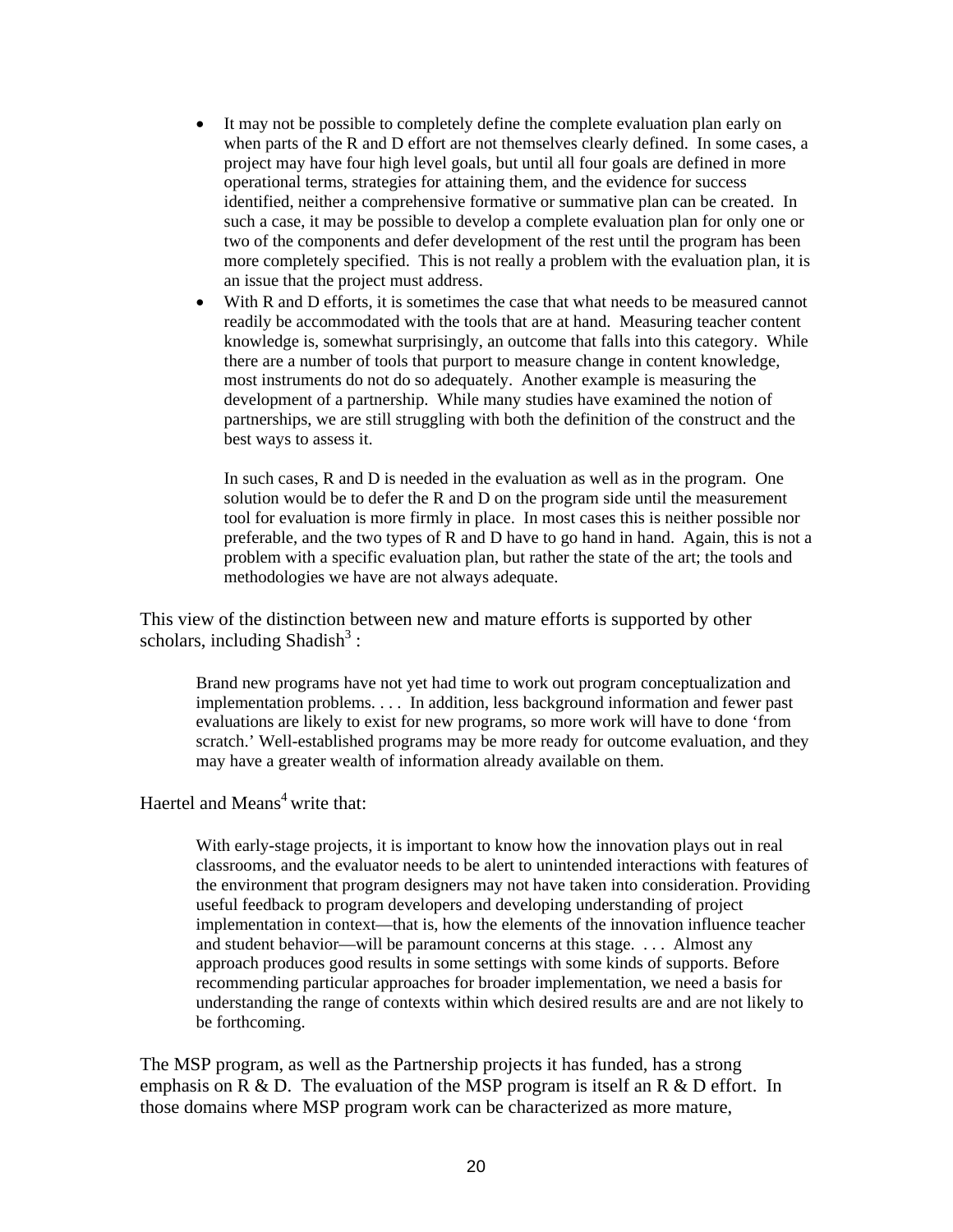- It may not be possible to completely define the complete evaluation plan early on when parts of the R and D effort are not themselves clearly defined. In some cases, a project may have four high level goals, but until all four goals are defined in more operational terms, strategies for attaining them, and the evidence for success identified, neither a comprehensive formative or summative plan can be created. In such a case, it may be possible to develop a complete evaluation plan for only one or two of the components and defer development of the rest until the program has been more completely specified. This is not really a problem with the evaluation plan, it is an issue that the project must address.
- With R and D efforts, it is sometimes the case that what needs to be measured cannot readily be accommodated with the tools that are at hand. Measuring teacher content knowledge is, somewhat surprisingly, an outcome that falls into this category. While there are a number of tools that purport to measure change in content knowledge, most instruments do not do so adequately. Another example is measuring the development of a partnership. While many studies have examined the notion of partnerships, we are still struggling with both the definition of the construct and the best ways to assess it.

  In such cases, R and D is needed in the evaluation as well as in the program. One solution would be to defer the R and D on the program side until the measurement tool for evaluation is more firmly in place. In most cases this is neither possible nor preferable, and the two types of R and D have to go hand in hand. Again, this is not a problem with a specific evaluation plan, but rather the state of the art; the tools and methodologies we have are not always adequate.

This view of the distinction between new and mature efforts is supported by other scholars, including Shadish[3] :

> Brand new programs have not yet had time to work out program conceptualization and implementation problems. . . . In addition, less background information and fewer past evaluations are likely to exist for new programs, so more work will have to done 'from scratch.' Well-established programs may be more ready for outcome evaluation, and they may have a greater wealth of information already available on them.

Haertel and Means[4] write that:

> With early-stage projects, it is important to know how the innovation plays out in real classrooms, and the evaluator needs to be alert to unintended interactions with features of the environment that program designers may not have taken into consideration. Providing useful feedback to program developers and developing understanding of project implementation in context—that is, how the elements of the innovation influence teacher and student behavior—will be paramount concerns at this stage. . . . Almost any approach produces good results in some settings with some kinds of supports. Before recommending particular approaches for broader implementation, we need a basis for understanding the range of contexts within which desired results are and are not likely to be forthcoming.

The MSP program, as well as the Partnership projects it has funded, has a strong emphasis on R & D. The evaluation of the MSP program is itself an R & D effort. In those domains where MSP program work can be characterized as more mature,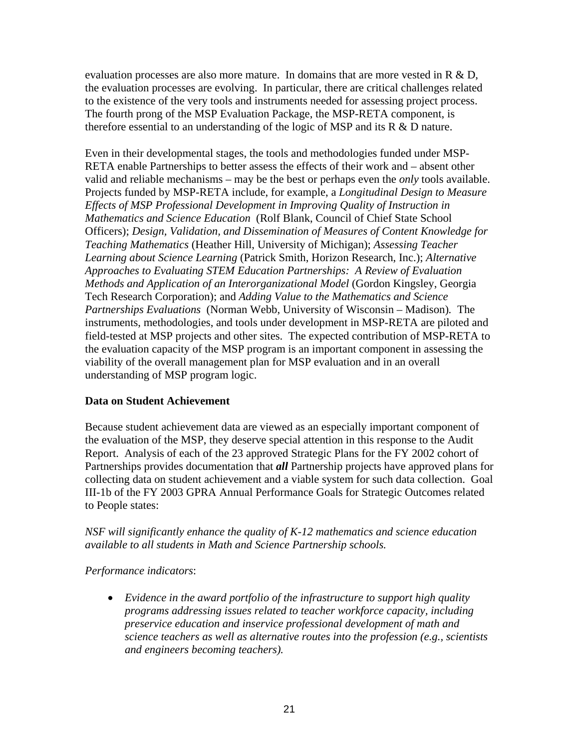evaluation processes are also more mature. In domains that are more vested in R & D, the evaluation processes are evolving. In particular, there are critical challenges related to the existence of the very tools and instruments needed for assessing project process. The fourth prong of the MSP Evaluation Package, the MSP-RETA component, is therefore essential to an understanding of the logic of MSP and its R & D nature.

Even in their developmental stages, the tools and methodologies funded under MSP-RETA enable Partnerships to better assess the effects of their work and – absent other valid and reliable mechanisms – may be the best or perhaps even the *only* tools available. Projects funded by MSP-RETA include, for example, a *Longitudinal Design to Measure Effects of MSP Professional Development in Improving Quality of Instruction in Mathematics and Science Education* (Rolf Blank, Council of Chief State School Officers); *Design, Validation, and Dissemination of Measures of Content Knowledge for Teaching Mathematics* (Heather Hill, University of Michigan); *Assessing Teacher Learning about Science Learning* (Patrick Smith, Horizon Research, Inc.); *Alternative Approaches to Evaluating STEM Education Partnerships: A Review of Evaluation Methods and Application of an Interorganizational Model* (Gordon Kingsley, Georgia Tech Research Corporation); and *Adding Value to the Mathematics and Science Partnerships Evaluations* (Norman Webb, University of Wisconsin – Madison). The instruments, methodologies, and tools under development in MSP-RETA are piloted and field-tested at MSP projects and other sites. The expected contribution of MSP-RETA to the evaluation capacity of the MSP program is an important component in assessing the viability of the overall management plan for MSP evaluation and in an overall understanding of MSP program logic.

**Data on Student Achievement**

Because student achievement data are viewed as an especially important component of the evaluation of the MSP, they deserve special attention in this response to the Audit Report. Analysis of each of the 23 approved Strategic Plans for the FY 2002 cohort of Partnerships provides documentation that ***all*** Partnership projects have approved plans for collecting data on student achievement and a viable system for such data collection. Goal III-1b of the FY 2003 GPRA Annual Performance Goals for Strategic Outcomes related to People states:

*NSF will significantly enhance the quality of K-12 mathematics and science education available to all students in Math and Science Partnership schools.*

*Performance indicators*:

- *Evidence in the award portfolio of the infrastructure to support high quality programs addressing issues related to teacher workforce capacity, including preservice education and inservice professional development of math and science teachers as well as alternative routes into the profession (e.g., scientists and engineers becoming teachers).*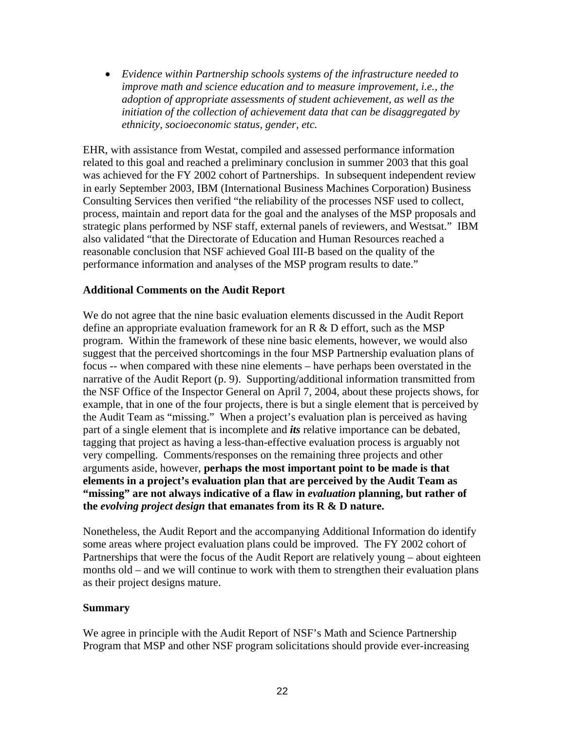- *Evidence within Partnership schools systems of the infrastructure needed to improve math and science education and to measure improvement, i.e., the adoption of appropriate assessments of student achievement, as well as the initiation of the collection of achievement data that can be disaggregated by ethnicity, socioeconomic status, gender, etc.*

EHR, with assistance from Westat, compiled and assessed performance information related to this goal and reached a preliminary conclusion in summer 2003 that this goal was achieved for the FY 2002 cohort of Partnerships. In subsequent independent review in early September 2003, IBM (International Business Machines Corporation) Business Consulting Services then verified "the reliability of the processes NSF used to collect, process, maintain and report data for the goal and the analyses of the MSP proposals and strategic plans performed by NSF staff, external panels of reviewers, and Westsat." IBM also validated "that the Directorate of Education and Human Resources reached a reasonable conclusion that NSF achieved Goal III-B based on the quality of the performance information and analyses of the MSP program results to date."

**Additional Comments on the Audit Report**

We do not agree that the nine basic evaluation elements discussed in the Audit Report define an appropriate evaluation framework for an R & D effort, such as the MSP program. Within the framework of these nine basic elements, however, we would also suggest that the perceived shortcomings in the four MSP Partnership evaluation plans of focus -- when compared with these nine elements – have perhaps been overstated in the narrative of the Audit Report (p. 9). Supporting/additional information transmitted from the NSF Office of the Inspector General on April 7, 2004, about these projects shows, for example, that in one of the four projects, there is but a single element that is perceived by the Audit Team as "missing." When a project's evaluation plan is perceived as having part of a single element that is incomplete and ***its*** relative importance can be debated, tagging that project as having a less-than-effective evaluation process is arguably not very compelling. Comments/responses on the remaining three projects and other arguments aside, however, **perhaps the most important point to be made is that elements in a project's evaluation plan that are perceived by the Audit Team as "missing" are not always indicative of a flaw in *evaluation* planning, but rather of the *evolving project design* that emanates from its R & D nature.**

Nonetheless, the Audit Report and the accompanying Additional Information do identify some areas where project evaluation plans could be improved. The FY 2002 cohort of Partnerships that were the focus of the Audit Report are relatively young – about eighteen months old – and we will continue to work with them to strengthen their evaluation plans as their project designs mature.

**Summary**

We agree in principle with the Audit Report of NSF's Math and Science Partnership Program that MSP and other NSF program solicitations should provide ever-increasing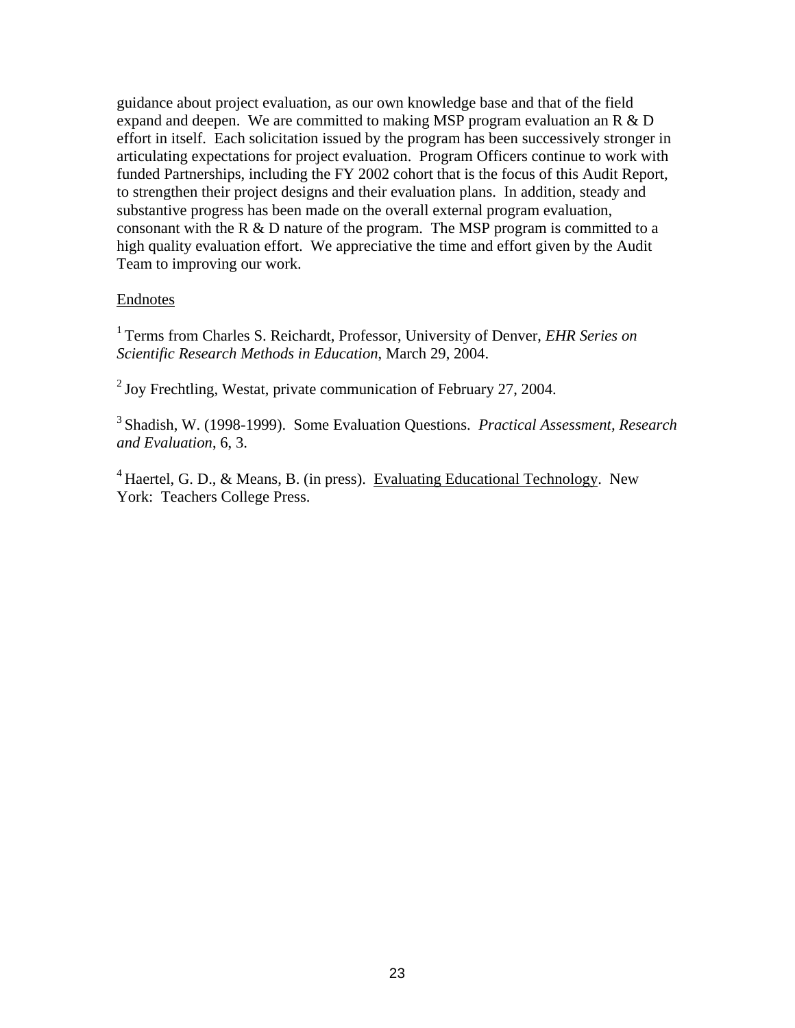guidance about project evaluation, as our own knowledge base and that of the field expand and deepen. We are committed to making MSP program evaluation an R & D effort in itself. Each solicitation issued by the program has been successively stronger in articulating expectations for project evaluation. Program Officers continue to work with funded Partnerships, including the FY 2002 cohort that is the focus of this Audit Report, to strengthen their project designs and their evaluation plans. In addition, steady and substantive progress has been made on the overall external program evaluation, consonant with the R & D nature of the program. The MSP program is committed to a high quality evaluation effort. We appreciative the time and effort given by the Audit Team to improving our work.

Endnotes

[1] Terms from Charles S. Reichardt, Professor, University of Denver, *EHR Series on Scientific Research Methods in Education*, March 29, 2004.

[2] Joy Frechtling, Westat, private communication of February 27, 2004.

[3] Shadish, W. (1998-1999). Some Evaluation Questions. *Practical Assessment, Research and Evaluation*, 6, 3.

[4] Haertel, G. D., & Means, B. (in press). Evaluating Educational Technology. New York: Teachers College Press.